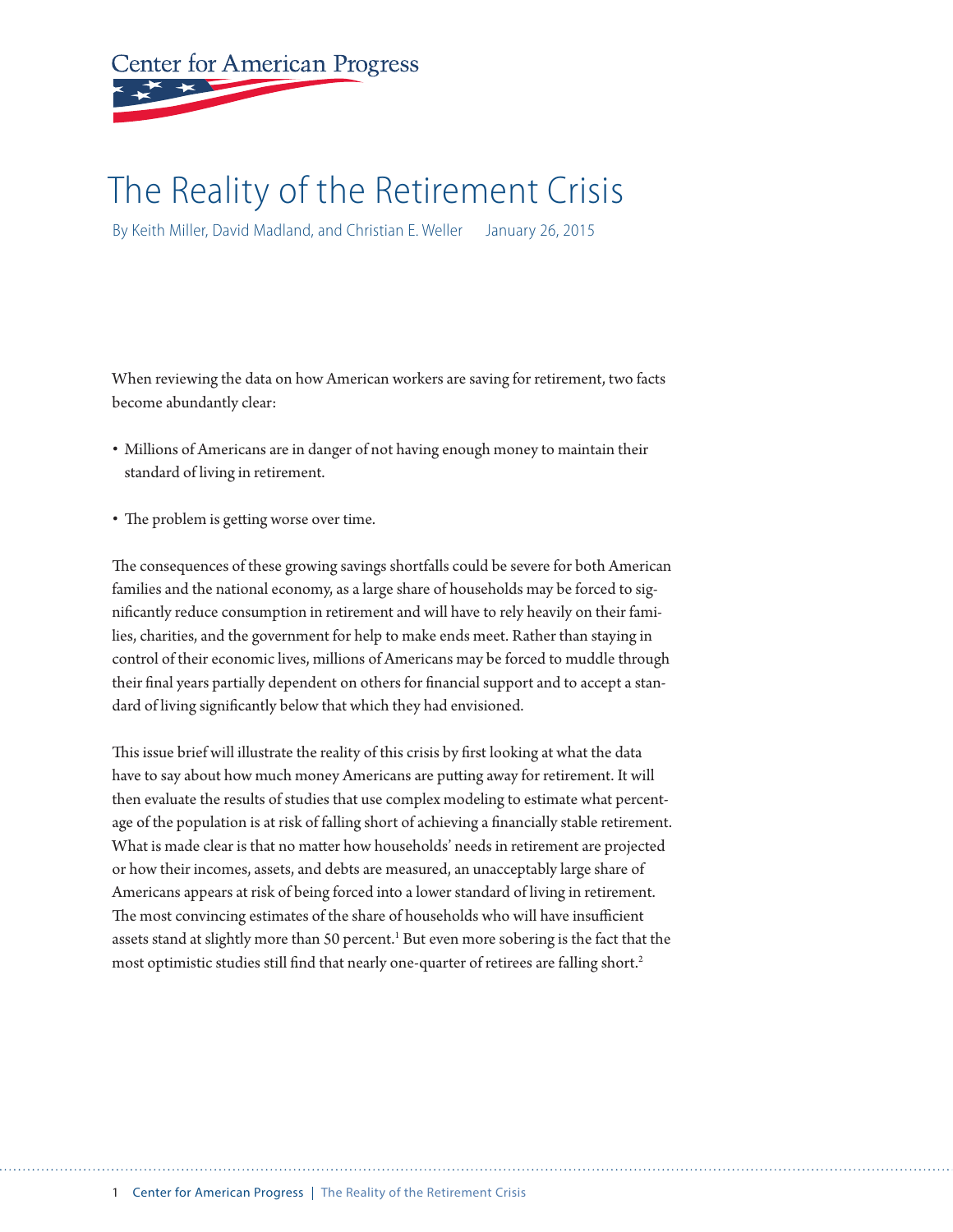Center for American Progress

# The Reality of the Retirement Crisis

By Keith Miller, David Madland, and Christian E. Weller   January 26, 2015

When reviewing the data on how American workers are saving for retirement, two facts become abundantly clear:

- Millions of Americans are in danger of not having enough money to maintain their standard of living in retirement.
- The problem is getting worse over time.

The consequences of these growing savings shortfalls could be severe for both American families and the national economy, as a large share of households may be forced to significantly reduce consumption in retirement and will have to rely heavily on their families, charities, and the government for help to make ends meet. Rather than staying in control of their economic lives, millions of Americans may be forced to muddle through their final years partially dependent on others for financial support and to accept a standard of living significantly below that which they had envisioned.

This issue brief will illustrate the reality of this crisis by first looking at what the data have to say about how much money Americans are putting away for retirement. It will then evaluate the results of studies that use complex modeling to estimate what percentage of the population is at risk of falling short of achieving a financially stable retirement. What is made clear is that no matter how households' needs in retirement are projected or how their incomes, assets, and debts are measured, an unacceptably large share of Americans appears at risk of being forced into a lower standard of living in retirement. The most convincing estimates of the share of households who will have insufficient assets stand at slightly more than 50 percent.[1] But even more sobering is the fact that the most optimistic studies still find that nearly one-quarter of retirees are falling short.[2]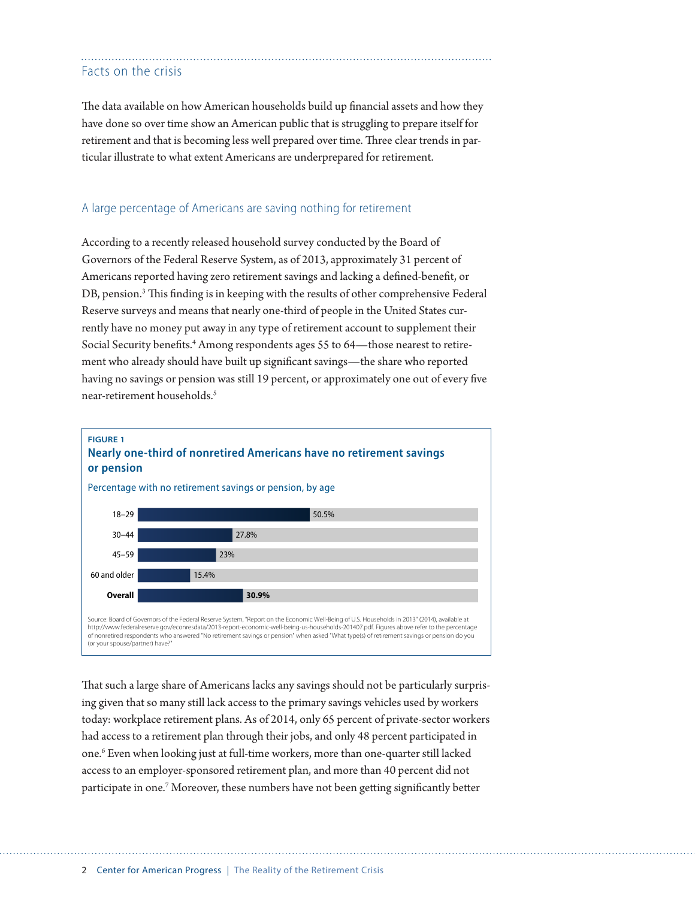## Facts on the crisis

The data available on how American households build up financial assets and how they have done so over time show an American public that is struggling to prepare itself for retirement and that is becoming less well prepared over time. Three clear trends in particular illustrate to what extent Americans are underprepared for retirement.

### A large percentage of Americans are saving nothing for retirement

According to a recently released household survey conducted by the Board of Governors of the Federal Reserve System, as of 2013, approximately 31 percent of Americans reported having zero retirement savings and lacking a defined-benefit, or DB, pension.[3] This finding is in keeping with the results of other comprehensive Federal Reserve surveys and means that nearly one-third of people in the United States currently have no money put away in any type of retirement account to supplement their Social Security benefits.[4] Among respondents ages 55 to 64—those nearest to retirement who already should have built up significant savings—the share who reported having no savings or pension was still 19 percent, or approximately one out of every five near-retirement households.[5]

**FIGURE 1**

**Nearly one-third of nonretired Americans have no retirement savings or pension**

Percentage with no retirement savings or pension, by age

| Age | Percentage |
| --- | --- |
| 18–29 | 50.5% |
| 30–44 | 27.8% |
| 45–59 | 23% |
| 60 and older | 15.4% |
| **Overall** | **30.9%** |

Source: Board of Governors of the Federal Reserve System, "Report on the Economic Well-Being of U.S. Households in 2013" (2014), available at http://www.federalreserve.gov/econresdata/2013-report-economic-well-being-us-households-201407.pdf. Figures above refer to the percentage of nonretired respondents who answered "No retirement savings or pension" when asked "What type(s) of retirement savings or pension do you (or your spouse/partner) have?"

That such a large share of Americans lacks any savings should not be particularly surprising given that so many still lack access to the primary savings vehicles used by workers today: workplace retirement plans. As of 2014, only 65 percent of private-sector workers had access to a retirement plan through their jobs, and only 48 percent participated in one.[6] Even when looking just at full-time workers, more than one-quarter still lacked access to an employer-sponsored retirement plan, and more than 40 percent did not participate in one.[7] Moreover, these numbers have not been getting significantly better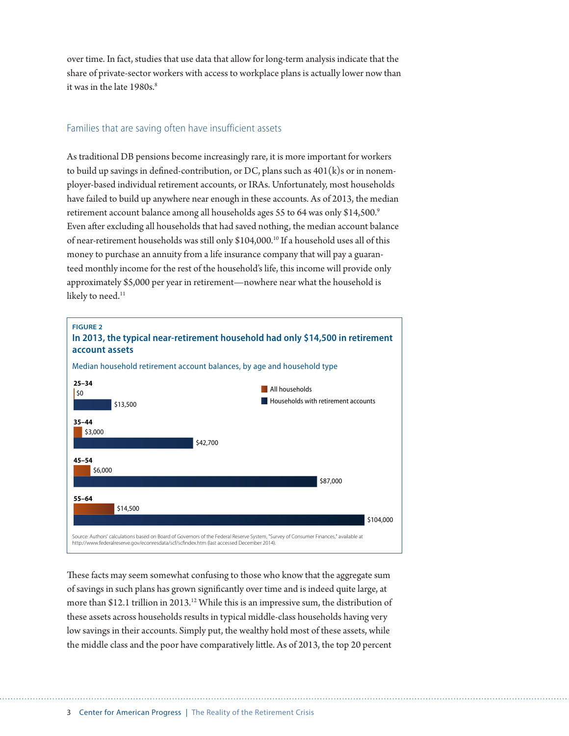over time. In fact, studies that use data that allow for long-term analysis indicate that the share of private-sector workers with access to workplace plans is actually lower now than it was in the late 1980s.[8]

## Families that are saving often have insufficient assets

As traditional DB pensions become increasingly rare, it is more important for workers to build up savings in defined-contribution, or DC, plans such as 401(k)s or in nonemployer-based individual retirement accounts, or IRAs. Unfortunately, most households have failed to build up anywhere near enough in these accounts. As of 2013, the median retirement account balance among all households ages 55 to 64 was only $14,500.[9] Even after excluding all households that had saved nothing, the median account balance of near-retirement households was still only $104,000.[10] If a household uses all of this money to purchase an annuity from a life insurance company that will pay a guaranteed monthly income for the rest of the household's life, this income will provide only approximately $5,000 per year in retirement—nowhere near what the household is likely to need.[11]

**FIGURE 2**

**In 2013, the typical near-retirement household had only $14,500 in retirement account assets**

Median household retirement account balances, by age and household type

| Age | All households | Households with retirement accounts |
|---|---|---|
| 25–34 | $0 | $13,500 |
| 35–44 | $3,000 | $42,700 |
| 45–54 | $6,000 | $87,000 |
| 55–64 | $14,500 | $104,000 |

Source: Authors' calculations based on Board of Governors of the Federal Reserve System, "Survey of Consumer Finances," available at http://www.federalreserve.gov/econresdata/scf/scfindex.htm (last accessed December 2014).

These facts may seem somewhat confusing to those who know that the aggregate sum of savings in such plans has grown significantly over time and is indeed quite large, at more than $12.1 trillion in 2013.[12] While this is an impressive sum, the distribution of these assets across households results in typical middle-class households having very low savings in their accounts. Simply put, the wealthy hold most of these assets, while the middle class and the poor have comparatively little. As of 2013, the top 20 percent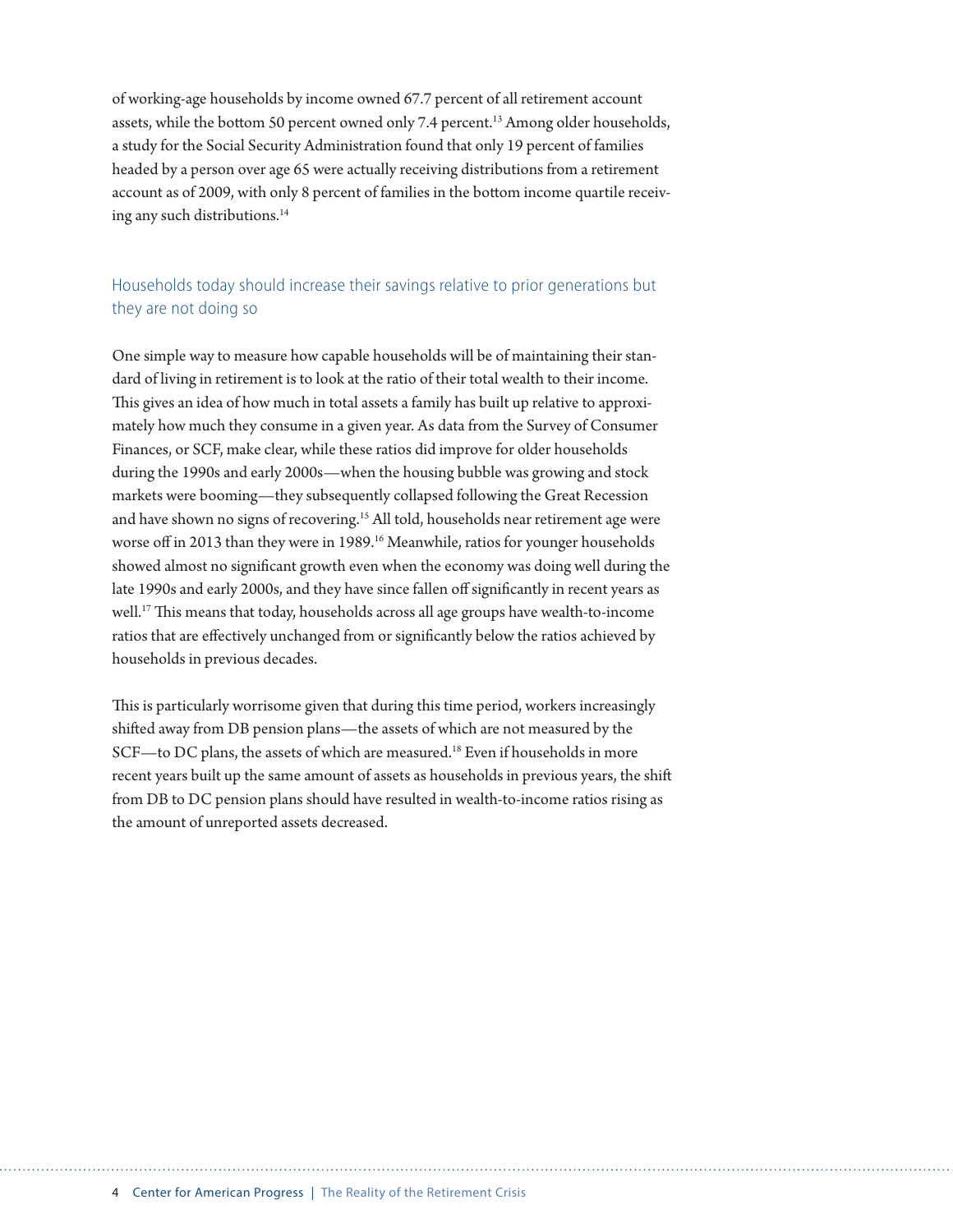of working-age households by income owned 67.7 percent of all retirement account assets, while the bottom 50 percent owned only 7.4 percent.[13] Among older households, a study for the Social Security Administration found that only 19 percent of families headed by a person over age 65 were actually receiving distributions from a retirement account as of 2009, with only 8 percent of families in the bottom income quartile receiving any such distributions.[14]

## Households today should increase their savings relative to prior generations but they are not doing so

One simple way to measure how capable households will be of maintaining their standard of living in retirement is to look at the ratio of their total wealth to their income. This gives an idea of how much in total assets a family has built up relative to approximately how much they consume in a given year. As data from the Survey of Consumer Finances, or SCF, make clear, while these ratios did improve for older households during the 1990s and early 2000s—when the housing bubble was growing and stock markets were booming—they subsequently collapsed following the Great Recession and have shown no signs of recovering.[15] All told, households near retirement age were worse off in 2013 than they were in 1989.[16] Meanwhile, ratios for younger households showed almost no significant growth even when the economy was doing well during the late 1990s and early 2000s, and they have since fallen off significantly in recent years as well.[17] This means that today, households across all age groups have wealth-to-income ratios that are effectively unchanged from or significantly below the ratios achieved by households in previous decades.

This is particularly worrisome given that during this time period, workers increasingly shifted away from DB pension plans—the assets of which are not measured by the SCF—to DC plans, the assets of which are measured.[18] Even if households in more recent years built up the same amount of assets as households in previous years, the shift from DB to DC pension plans should have resulted in wealth-to-income ratios rising as the amount of unreported assets decreased.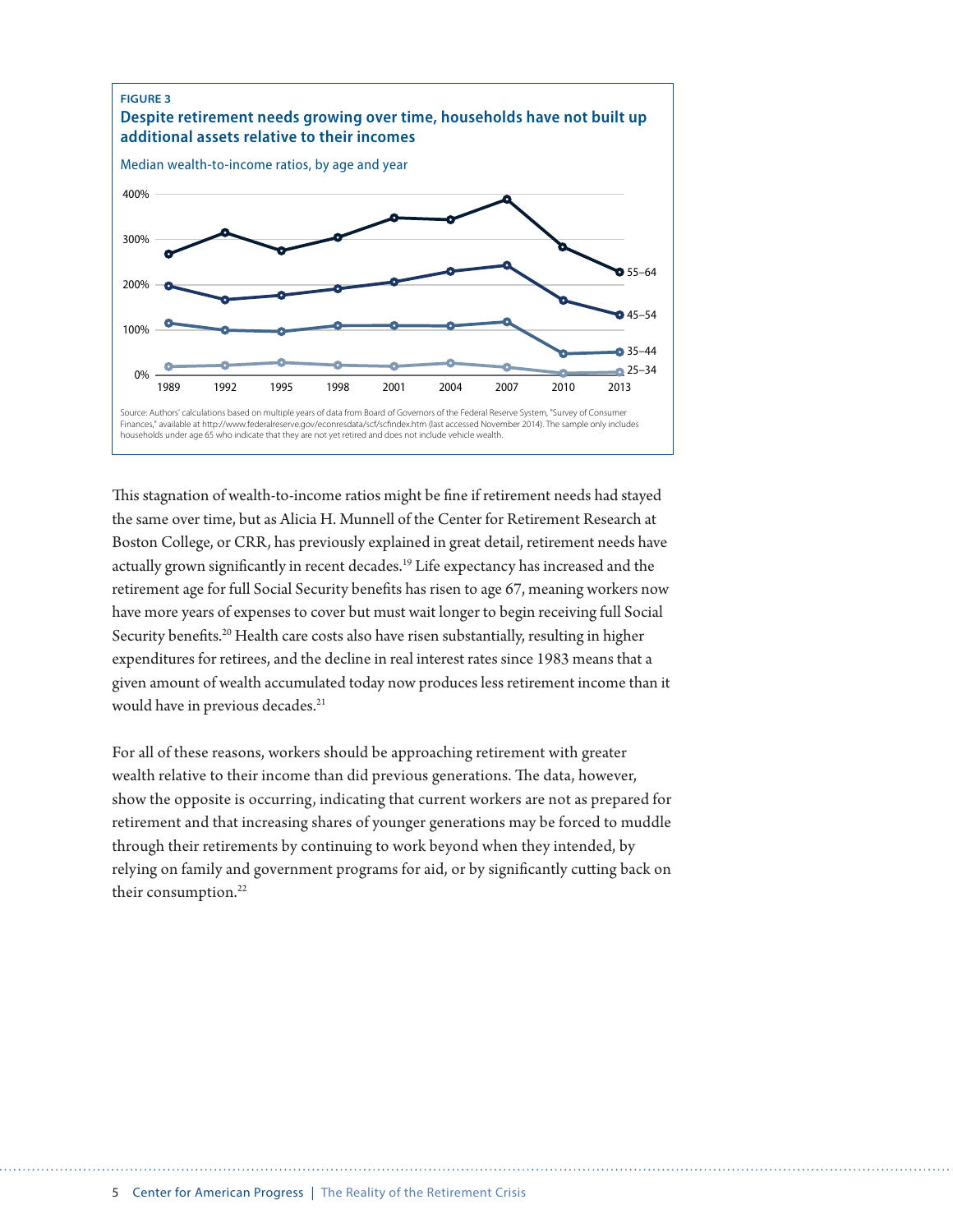**FIGURE 3**

**Despite retirement needs growing over time, households have not built up additional assets relative to their incomes**

Median wealth-to-income ratios, by age and year

Source: Authors' calculations based on multiple years of data from Board of Governors of the Federal Reserve System, "Survey of Consumer Finances," available at http://www.federalreserve.gov/econresdata/scf/scfindex.htm (last accessed November 2014). The sample only includes households under age 65 who indicate that they are not yet retired and does not include vehicle wealth.

This stagnation of wealth-to-income ratios might be fine if retirement needs had stayed the same over time, but as Alicia H. Munnell of the Center for Retirement Research at Boston College, or CRR, has previously explained in great detail, retirement needs have actually grown significantly in recent decades.[19] Life expectancy has increased and the retirement age for full Social Security benefits has risen to age 67, meaning workers now have more years of expenses to cover but must wait longer to begin receiving full Social Security benefits.[20] Health care costs also have risen substantially, resulting in higher expenditures for retirees, and the decline in real interest rates since 1983 means that a given amount of wealth accumulated today now produces less retirement income than it would have in previous decades.[21]

For all of these reasons, workers should be approaching retirement with greater wealth relative to their income than did previous generations. The data, however, show the opposite is occurring, indicating that current workers are not as prepared for retirement and that increasing shares of younger generations may be forced to muddle through their retirements by continuing to work beyond when they intended, by relying on family and government programs for aid, or by significantly cutting back on their consumption.[22]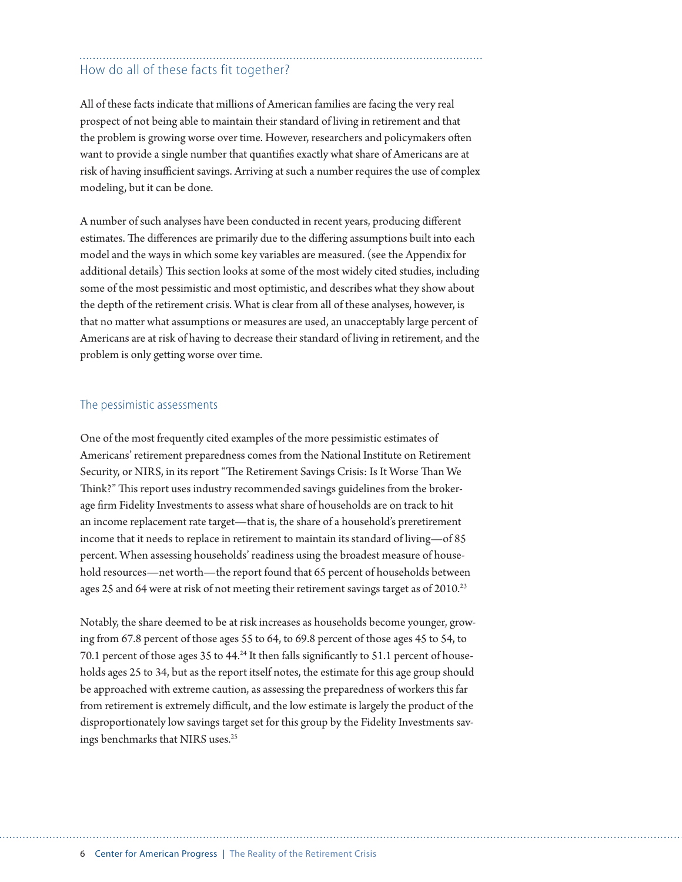## How do all of these facts fit together?

All of these facts indicate that millions of American families are facing the very real prospect of not being able to maintain their standard of living in retirement and that the problem is growing worse over time. However, researchers and policymakers often want to provide a single number that quantifies exactly what share of Americans are at risk of having insufficient savings. Arriving at such a number requires the use of complex modeling, but it can be done.

A number of such analyses have been conducted in recent years, producing different estimates. The differences are primarily due to the differing assumptions built into each model and the ways in which some key variables are measured. (see the Appendix for additional details) This section looks at some of the most widely cited studies, including some of the most pessimistic and most optimistic, and describes what they show about the depth of the retirement crisis. What is clear from all of these analyses, however, is that no matter what assumptions or measures are used, an unacceptably large percent of Americans are at risk of having to decrease their standard of living in retirement, and the problem is only getting worse over time.

### The pessimistic assessments

One of the most frequently cited examples of the more pessimistic estimates of Americans' retirement preparedness comes from the National Institute on Retirement Security, or NIRS, in its report "The Retirement Savings Crisis: Is It Worse Than We Think?" This report uses industry recommended savings guidelines from the brokerage firm Fidelity Investments to assess what share of households are on track to hit an income replacement rate target—that is, the share of a household's preretirement income that it needs to replace in retirement to maintain its standard of living—of 85 percent. When assessing households' readiness using the broadest measure of household resources—net worth—the report found that 65 percent of households between ages 25 and 64 were at risk of not meeting their retirement savings target as of 2010.[23]

Notably, the share deemed to be at risk increases as households become younger, growing from 67.8 percent of those ages 55 to 64, to 69.8 percent of those ages 45 to 54, to 70.1 percent of those ages 35 to 44.[24] It then falls significantly to 51.1 percent of households ages 25 to 34, but as the report itself notes, the estimate for this age group should be approached with extreme caution, as assessing the preparedness of workers this far from retirement is extremely difficult, and the low estimate is largely the product of the disproportionately low savings target set for this group by the Fidelity Investments savings benchmarks that NIRS uses.[25]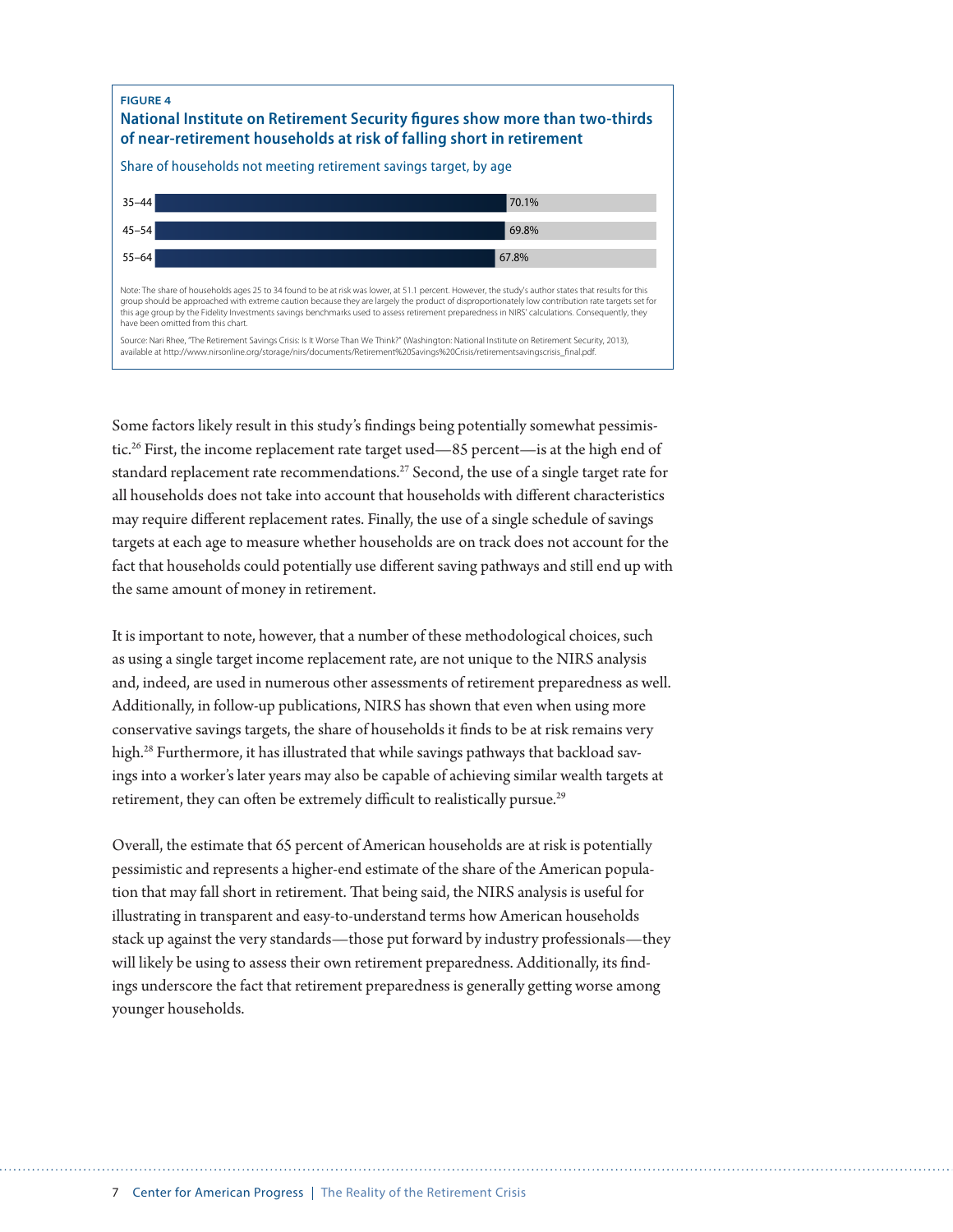**FIGURE 4**

**National Institute on Retirement Security figures show more than two-thirds of near-retirement households at risk of falling short in retirement**

Share of households not meeting retirement savings target, by age

| Age | Share |
| --- | --- |
| 35–44 | 70.1% |
| 45–54 | 69.8% |
| 55–64 | 67.8% |

Note: The share of households ages 25 to 34 found to be at risk was lower, at 51.1 percent. However, the study's author states that results for this group should be approached with extreme caution because they are largely the product of disproportionately low contribution rate targets set for this age group by the Fidelity Investments savings benchmarks used to assess retirement preparedness in NIRS' calculations. Consequently, they have been omitted from this chart.

Source: Nari Rhee, "The Retirement Savings Crisis: Is It Worse Than We Think?" (Washington: National Institute on Retirement Security, 2013), available at http://www.nirsonline.org/storage/nirs/documents/Retirement%20Savings%20Crisis/retirementsavingscrisis_final.pdf.

Some factors likely result in this study's findings being potentially somewhat pessimistic.[26] First, the income replacement rate target used—85 percent—is at the high end of standard replacement rate recommendations.[27] Second, the use of a single target rate for all households does not take into account that households with different characteristics may require different replacement rates. Finally, the use of a single schedule of savings targets at each age to measure whether households are on track does not account for the fact that households could potentially use different saving pathways and still end up with the same amount of money in retirement.

It is important to note, however, that a number of these methodological choices, such as using a single target income replacement rate, are not unique to the NIRS analysis and, indeed, are used in numerous other assessments of retirement preparedness as well. Additionally, in follow-up publications, NIRS has shown that even when using more conservative savings targets, the share of households it finds to be at risk remains very high.[28] Furthermore, it has illustrated that while savings pathways that backload savings into a worker's later years may also be capable of achieving similar wealth targets at retirement, they can often be extremely difficult to realistically pursue.[29]

Overall, the estimate that 65 percent of American households are at risk is potentially pessimistic and represents a higher-end estimate of the share of the American population that may fall short in retirement. That being said, the NIRS analysis is useful for illustrating in transparent and easy-to-understand terms how American households stack up against the very standards—those put forward by industry professionals—they will likely be using to assess their own retirement preparedness. Additionally, its findings underscore the fact that retirement preparedness is generally getting worse among younger households.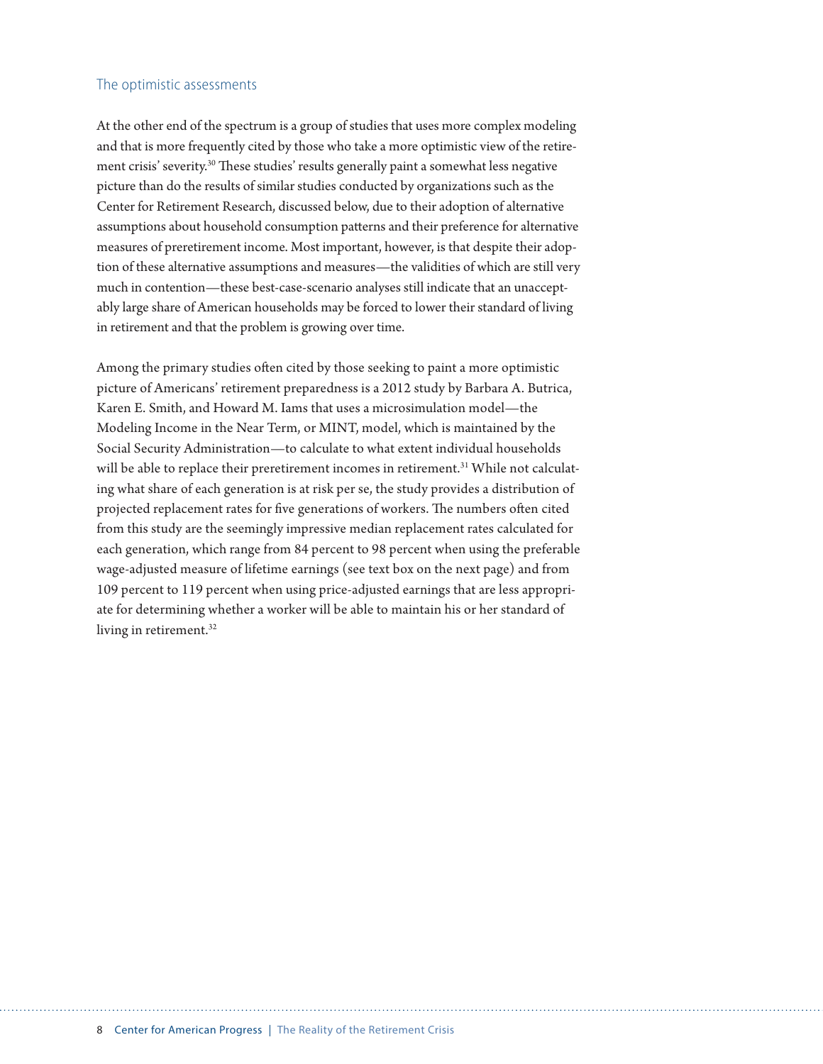## The optimistic assessments

At the other end of the spectrum is a group of studies that uses more complex modeling and that is more frequently cited by those who take a more optimistic view of the retirement crisis' severity.[30] These studies' results generally paint a somewhat less negative picture than do the results of similar studies conducted by organizations such as the Center for Retirement Research, discussed below, due to their adoption of alternative assumptions about household consumption patterns and their preference for alternative measures of preretirement income. Most important, however, is that despite their adoption of these alternative assumptions and measures—the validities of which are still very much in contention—these best-case-scenario analyses still indicate that an unacceptably large share of American households may be forced to lower their standard of living in retirement and that the problem is growing over time.

Among the primary studies often cited by those seeking to paint a more optimistic picture of Americans' retirement preparedness is a 2012 study by Barbara A. Butrica, Karen E. Smith, and Howard M. Iams that uses a microsimulation model—the Modeling Income in the Near Term, or MINT, model, which is maintained by the Social Security Administration—to calculate to what extent individual households will be able to replace their preretirement incomes in retirement.[31] While not calculating what share of each generation is at risk per se, the study provides a distribution of projected replacement rates for five generations of workers. The numbers often cited from this study are the seemingly impressive median replacement rates calculated for each generation, which range from 84 percent to 98 percent when using the preferable wage-adjusted measure of lifetime earnings (see text box on the next page) and from 109 percent to 119 percent when using price-adjusted earnings that are less appropriate for determining whether a worker will be able to maintain his or her standard of living in retirement.[32]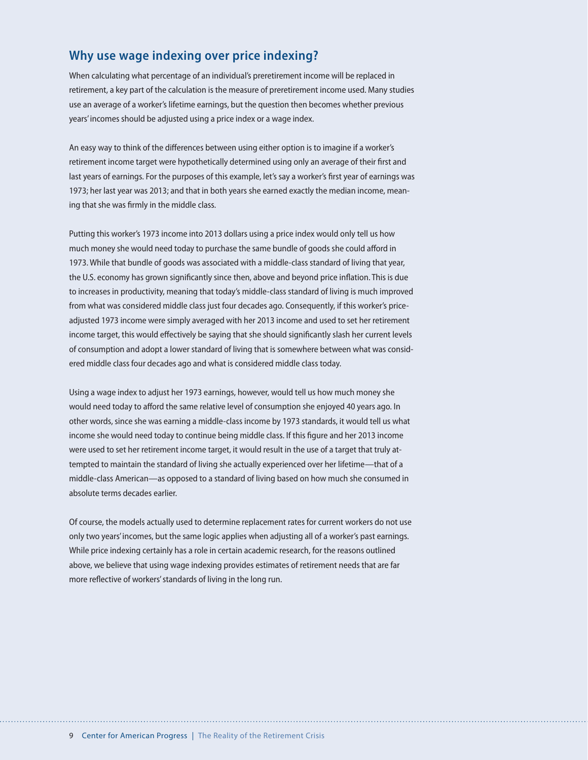## Why use wage indexing over price indexing?

When calculating what percentage of an individual's preretirement income will be replaced in retirement, a key part of the calculation is the measure of preretirement income used. Many studies use an average of a worker's lifetime earnings, but the question then becomes whether previous years' incomes should be adjusted using a price index or a wage index.

An easy way to think of the differences between using either option is to imagine if a worker's retirement income target were hypothetically determined using only an average of their first and last years of earnings. For the purposes of this example, let's say a worker's first year of earnings was 1973; her last year was 2013; and that in both years she earned exactly the median income, meaning that she was firmly in the middle class.

Putting this worker's 1973 income into 2013 dollars using a price index would only tell us how much money she would need today to purchase the same bundle of goods she could afford in 1973. While that bundle of goods was associated with a middle-class standard of living that year, the U.S. economy has grown significantly since then, above and beyond price inflation. This is due to increases in productivity, meaning that today's middle-class standard of living is much improved from what was considered middle class just four decades ago. Consequently, if this worker's price-adjusted 1973 income were simply averaged with her 2013 income and used to set her retirement income target, this would effectively be saying that she should significantly slash her current levels of consumption and adopt a lower standard of living that is somewhere between what was considered middle class four decades ago and what is considered middle class today.

Using a wage index to adjust her 1973 earnings, however, would tell us how much money she would need today to afford the same relative level of consumption she enjoyed 40 years ago. In other words, since she was earning a middle-class income by 1973 standards, it would tell us what income she would need today to continue being middle class. If this figure and her 2013 income were used to set her retirement income target, it would result in the use of a target that truly attempted to maintain the standard of living she actually experienced over her lifetime—that of a middle-class American—as opposed to a standard of living based on how much she consumed in absolute terms decades earlier.

Of course, the models actually used to determine replacement rates for current workers do not use only two years' incomes, but the same logic applies when adjusting all of a worker's past earnings. While price indexing certainly has a role in certain academic research, for the reasons outlined above, we believe that using wage indexing provides estimates of retirement needs that are far more reflective of workers' standards of living in the long run.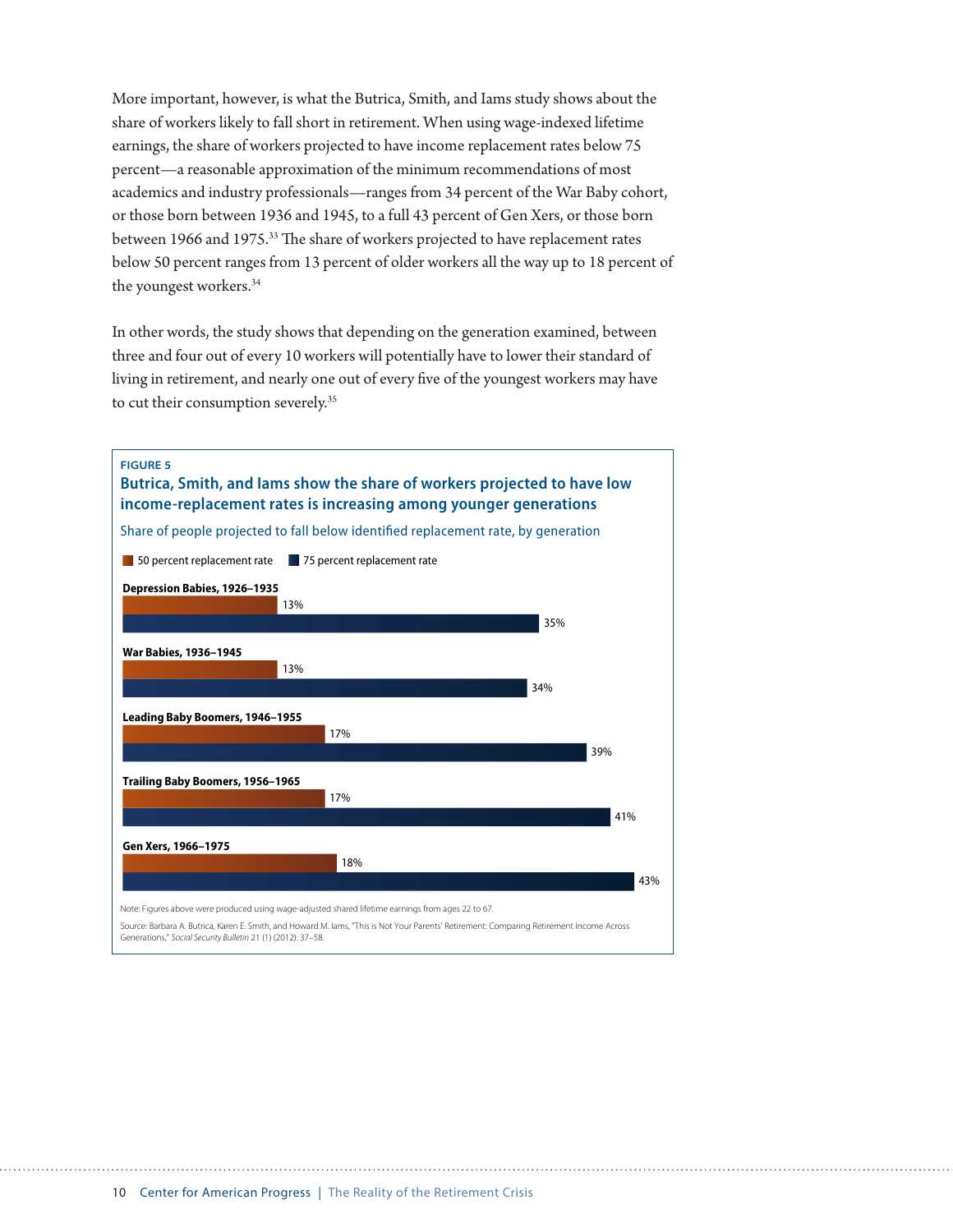More important, however, is what the Butrica, Smith, and Iams study shows about the share of workers likely to fall short in retirement. When using wage-indexed lifetime earnings, the share of workers projected to have income replacement rates below 75 percent—a reasonable approximation of the minimum recommendations of most academics and industry professionals—ranges from 34 percent of the War Baby cohort, or those born between 1936 and 1945, to a full 43 percent of Gen Xers, or those born between 1966 and 1975.[33] The share of workers projected to have replacement rates below 50 percent ranges from 13 percent of older workers all the way up to 18 percent of the youngest workers.[34]

In other words, the study shows that depending on the generation examined, between three and four out of every 10 workers will potentially have to lower their standard of living in retirement, and nearly one out of every five of the youngest workers may have to cut their consumption severely.[35]

**FIGURE 5**

**Butrica, Smith, and Iams show the share of workers projected to have low income-replacement rates is increasing among younger generations**

Share of people projected to fall below identified replacement rate, by generation

| Generation | 50 percent replacement rate | 75 percent replacement rate |
| --- | --- | --- |
| Depression Babies, 1926–1935 | 13% | 35% |
| War Babies, 1936–1945 | 13% | 34% |
| Leading Baby Boomers, 1946–1955 | 17% | 39% |
| Trailing Baby Boomers, 1956–1965 | 17% | 41% |
| Gen Xers, 1966–1975 | 18% | 43% |

Note: Figures above were produced using wage-adjusted shared lifetime earnings from ages 22 to 67.

Source: Barbara A. Butrica, Karen E. Smith, and Howard M. Iams, "This is Not Your Parents' Retirement: Comparing Retirement Income Across Generations," *Social Security Bulletin* 21 (1) (2012): 37–58.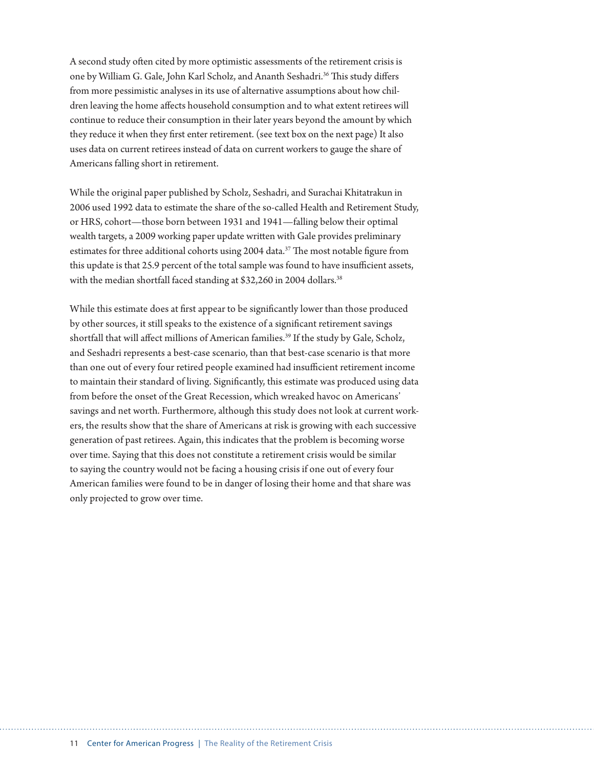A second study often cited by more optimistic assessments of the retirement crisis is one by William G. Gale, John Karl Scholz, and Ananth Seshadri.[36] This study differs from more pessimistic analyses in its use of alternative assumptions about how children leaving the home affects household consumption and to what extent retirees will continue to reduce their consumption in their later years beyond the amount by which they reduce it when they first enter retirement. (see text box on the next page) It also uses data on current retirees instead of data on current workers to gauge the share of Americans falling short in retirement.

While the original paper published by Scholz, Seshadri, and Surachai Khitatrakun in 2006 used 1992 data to estimate the share of the so-called Health and Retirement Study, or HRS, cohort—those born between 1931 and 1941—falling below their optimal wealth targets, a 2009 working paper update written with Gale provides preliminary estimates for three additional cohorts using 2004 data.[37] The most notable figure from this update is that 25.9 percent of the total sample was found to have insufficient assets, with the median shortfall faced standing at $32,260 in 2004 dollars.[38]

While this estimate does at first appear to be significantly lower than those produced by other sources, it still speaks to the existence of a significant retirement savings shortfall that will affect millions of American families.[39] If the study by Gale, Scholz, and Seshadri represents a best-case scenario, than that best-case scenario is that more than one out of every four retired people examined had insufficient retirement income to maintain their standard of living. Significantly, this estimate was produced using data from before the onset of the Great Recession, which wreaked havoc on Americans' savings and net worth. Furthermore, although this study does not look at current workers, the results show that the share of Americans at risk is growing with each successive generation of past retirees. Again, this indicates that the problem is becoming worse over time. Saying that this does not constitute a retirement crisis would be similar to saying the country would not be facing a housing crisis if one out of every four American families were found to be in danger of losing their home and that share was only projected to grow over time.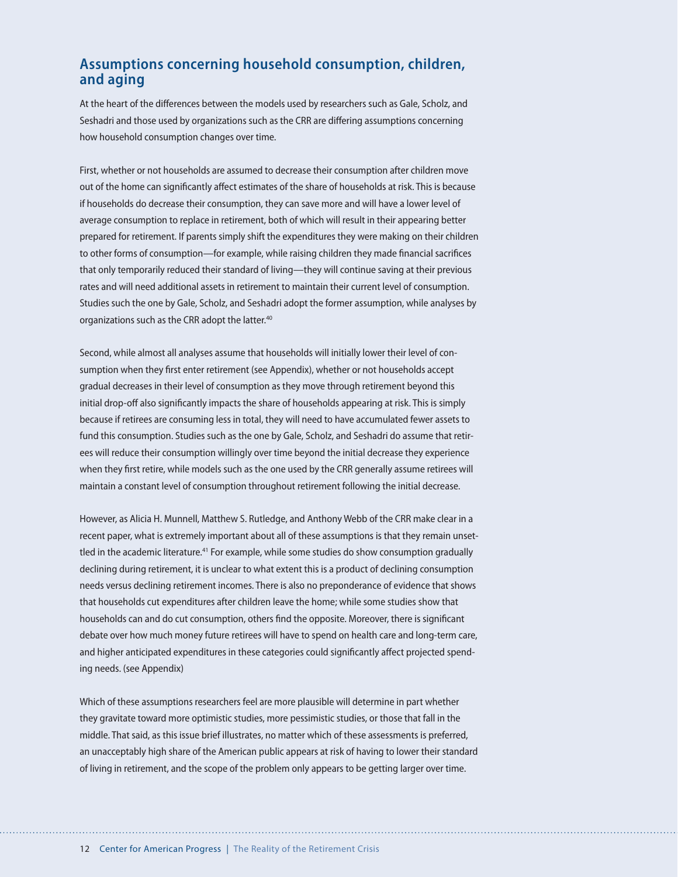## Assumptions concerning household consumption, children, and aging

At the heart of the differences between the models used by researchers such as Gale, Scholz, and Seshadri and those used by organizations such as the CRR are differing assumptions concerning how household consumption changes over time.

First, whether or not households are assumed to decrease their consumption after children move out of the home can significantly affect estimates of the share of households at risk. This is because if households do decrease their consumption, they can save more and will have a lower level of average consumption to replace in retirement, both of which will result in their appearing better prepared for retirement. If parents simply shift the expenditures they were making on their children to other forms of consumption—for example, while raising children they made financial sacrifices that only temporarily reduced their standard of living—they will continue saving at their previous rates and will need additional assets in retirement to maintain their current level of consumption. Studies such the one by Gale, Scholz, and Seshadri adopt the former assumption, while analyses by organizations such as the CRR adopt the latter.[40]

Second, while almost all analyses assume that households will initially lower their level of consumption when they first enter retirement (see Appendix), whether or not households accept gradual decreases in their level of consumption as they move through retirement beyond this initial drop-off also significantly impacts the share of households appearing at risk. This is simply because if retirees are consuming less in total, they will need to have accumulated fewer assets to fund this consumption. Studies such as the one by Gale, Scholz, and Seshadri do assume that retirees will reduce their consumption willingly over time beyond the initial decrease they experience when they first retire, while models such as the one used by the CRR generally assume retirees will maintain a constant level of consumption throughout retirement following the initial decrease.

However, as Alicia H. Munnell, Matthew S. Rutledge, and Anthony Webb of the CRR make clear in a recent paper, what is extremely important about all of these assumptions is that they remain unsettled in the academic literature.[41] For example, while some studies do show consumption gradually declining during retirement, it is unclear to what extent this is a product of declining consumption needs versus declining retirement incomes. There is also no preponderance of evidence that shows that households cut expenditures after children leave the home; while some studies show that households can and do cut consumption, others find the opposite. Moreover, there is significant debate over how much money future retirees will have to spend on health care and long-term care, and higher anticipated expenditures in these categories could significantly affect projected spending needs. (see Appendix)

Which of these assumptions researchers feel are more plausible will determine in part whether they gravitate toward more optimistic studies, more pessimistic studies, or those that fall in the middle. That said, as this issue brief illustrates, no matter which of these assessments is preferred, an unacceptably high share of the American public appears at risk of having to lower their standard of living in retirement, and the scope of the problem only appears to be getting larger over time.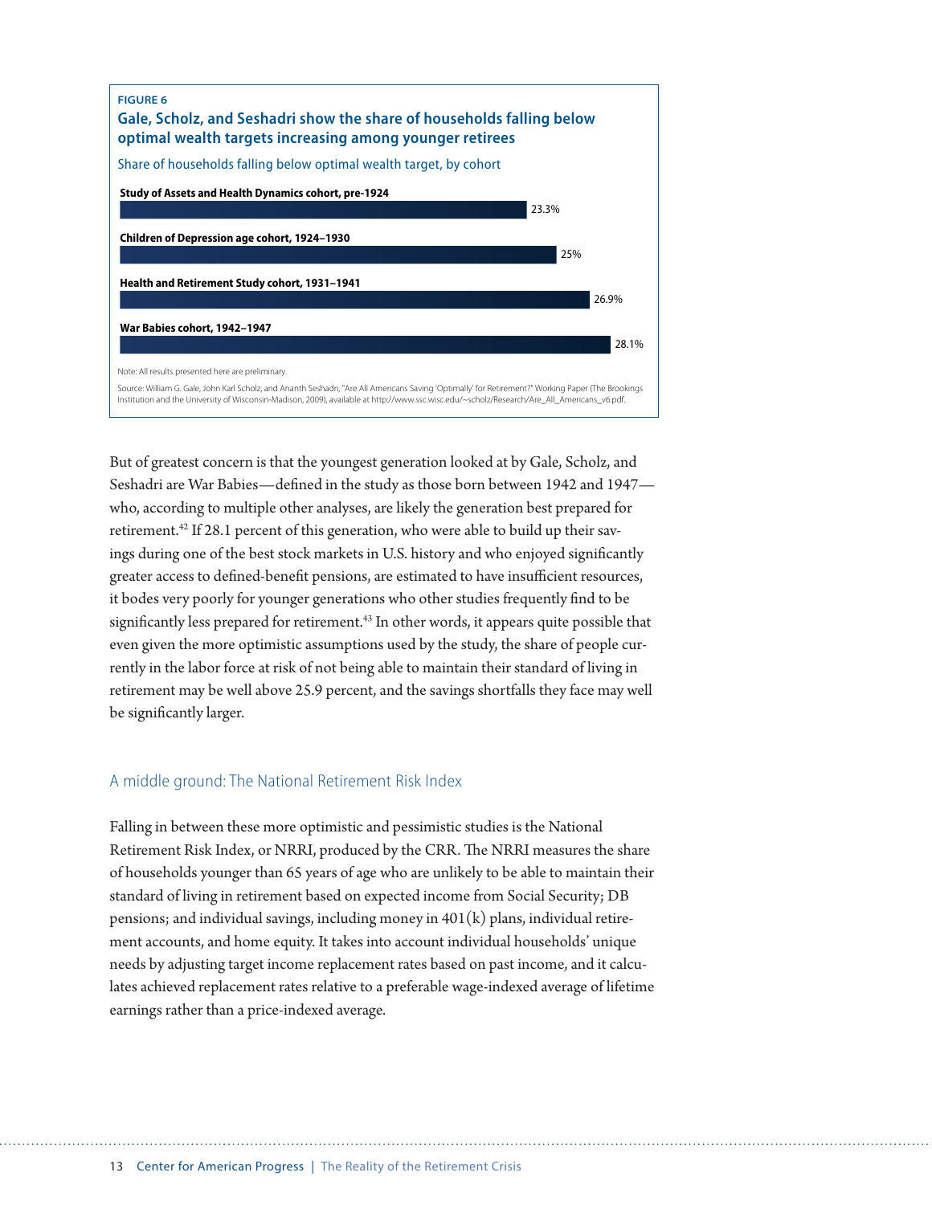**FIGURE 6**

**Gale, Scholz, and Seshadri show the share of households falling below optimal wealth targets increasing among younger retirees**

Share of households falling below optimal wealth target, by cohort

| Cohort | Share |
|---|---|
| Study of Assets and Health Dynamics cohort, pre-1924 | 23.3% |
| Children of Depression age cohort, 1924–1930 | 25% |
| Health and Retirement Study cohort, 1931–1941 | 26.9% |
| War Babies cohort, 1942–1947 | 28.1% |

Note: All results presented here are preliminary.

Source: William G. Gale, John Karl Scholz, and Ananth Seshadri, "Are All Americans Saving 'Optimally' for Retirement?" Working Paper (The Brookings Institution and the University of Wisconsin-Madison, 2009), available at http://www.ssc.wisc.edu/~scholz/Research/Are_All_Americans_v6.pdf.

But of greatest concern is that the youngest generation looked at by Gale, Scholz, and Seshadri are War Babies—defined in the study as those born between 1942 and 1947—who, according to multiple other analyses, are likely the generation best prepared for retirement.[42] If 28.1 percent of this generation, who were able to build up their savings during one of the best stock markets in U.S. history and who enjoyed significantly greater access to defined-benefit pensions, are estimated to have insufficient resources, it bodes very poorly for younger generations who other studies frequently find to be significantly less prepared for retirement.[43] In other words, it appears quite possible that even given the more optimistic assumptions used by the study, the share of people currently in the labor force at risk of not being able to maintain their standard of living in retirement may be well above 25.9 percent, and the savings shortfalls they face may well be significantly larger.

## A middle ground: The National Retirement Risk Index

Falling in between these more optimistic and pessimistic studies is the National Retirement Risk Index, or NRRI, produced by the CRR. The NRRI measures the share of households younger than 65 years of age who are unlikely to be able to maintain their standard of living in retirement based on expected income from Social Security; DB pensions; and individual savings, including money in 401(k) plans, individual retirement accounts, and home equity. It takes into account individual households' unique needs by adjusting target income replacement rates based on past income, and it calculates achieved replacement rates relative to a preferable wage-indexed average of lifetime earnings rather than a price-indexed average.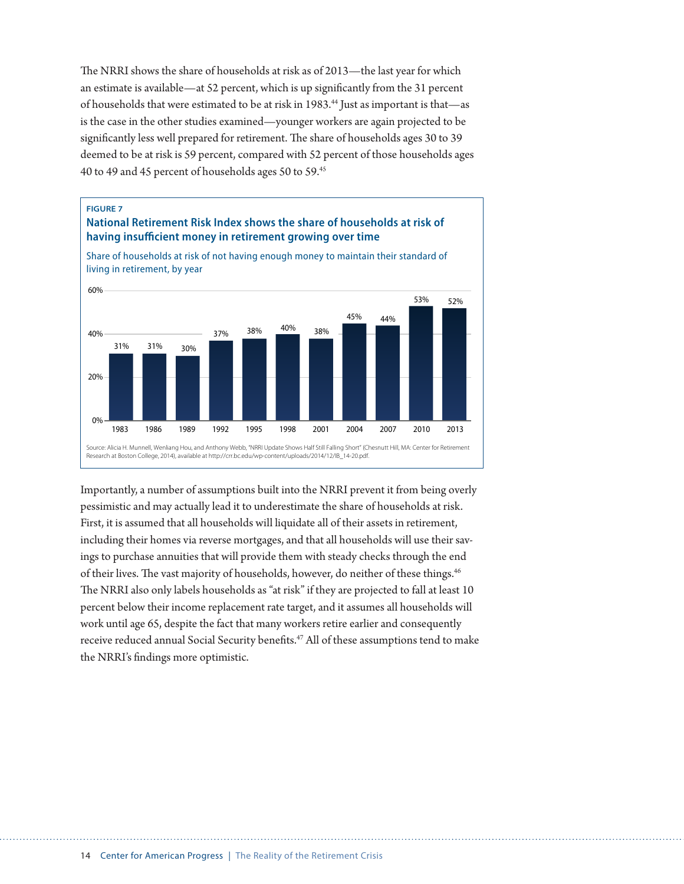The NRRI shows the share of households at risk as of 2013—the last year for which an estimate is available—at 52 percent, which is up significantly from the 31 percent of households that were estimated to be at risk in 1983.[44] Just as important is that—as is the case in the other studies examined—younger workers are again projected to be significantly less well prepared for retirement. The share of households ages 30 to 39 deemed to be at risk is 59 percent, compared with 52 percent of those households ages 40 to 49 and 45 percent of households ages 50 to 59.[45]

**FIGURE 7**

**National Retirement Risk Index shows the share of households at risk of having insufficient money in retirement growing over time**

Share of households at risk of not having enough money to maintain their standard of living in retirement, by year

| Year | Share |
|---|---|
| 1983 | 31% |
| 1986 | 31% |
| 1989 | 30% |
| 1992 | 37% |
| 1995 | 38% |
| 1998 | 40% |
| 2001 | 38% |
| 2004 | 45% |
| 2007 | 44% |
| 2010 | 53% |
| 2013 | 52% |

Source: Alicia H. Munnell, Wenliang Hou, and Anthony Webb, "NRRI Update Shows Half Still Falling Short" (Chesnutt Hill, MA: Center for Retirement Research at Boston College, 2014), available at http://crr.bc.edu/wp-content/uploads/2014/12/IB_14-20.pdf.

Importantly, a number of assumptions built into the NRRI prevent it from being overly pessimistic and may actually lead it to underestimate the share of households at risk. First, it is assumed that all households will liquidate all of their assets in retirement, including their homes via reverse mortgages, and that all households will use their savings to purchase annuities that will provide them with steady checks through the end of their lives. The vast majority of households, however, do neither of these things.[46] The NRRI also only labels households as "at risk" if they are projected to fall at least 10 percent below their income replacement rate target, and it assumes all households will work until age 65, despite the fact that many workers retire earlier and consequently receive reduced annual Social Security benefits.[47] All of these assumptions tend to make the NRRI's findings more optimistic.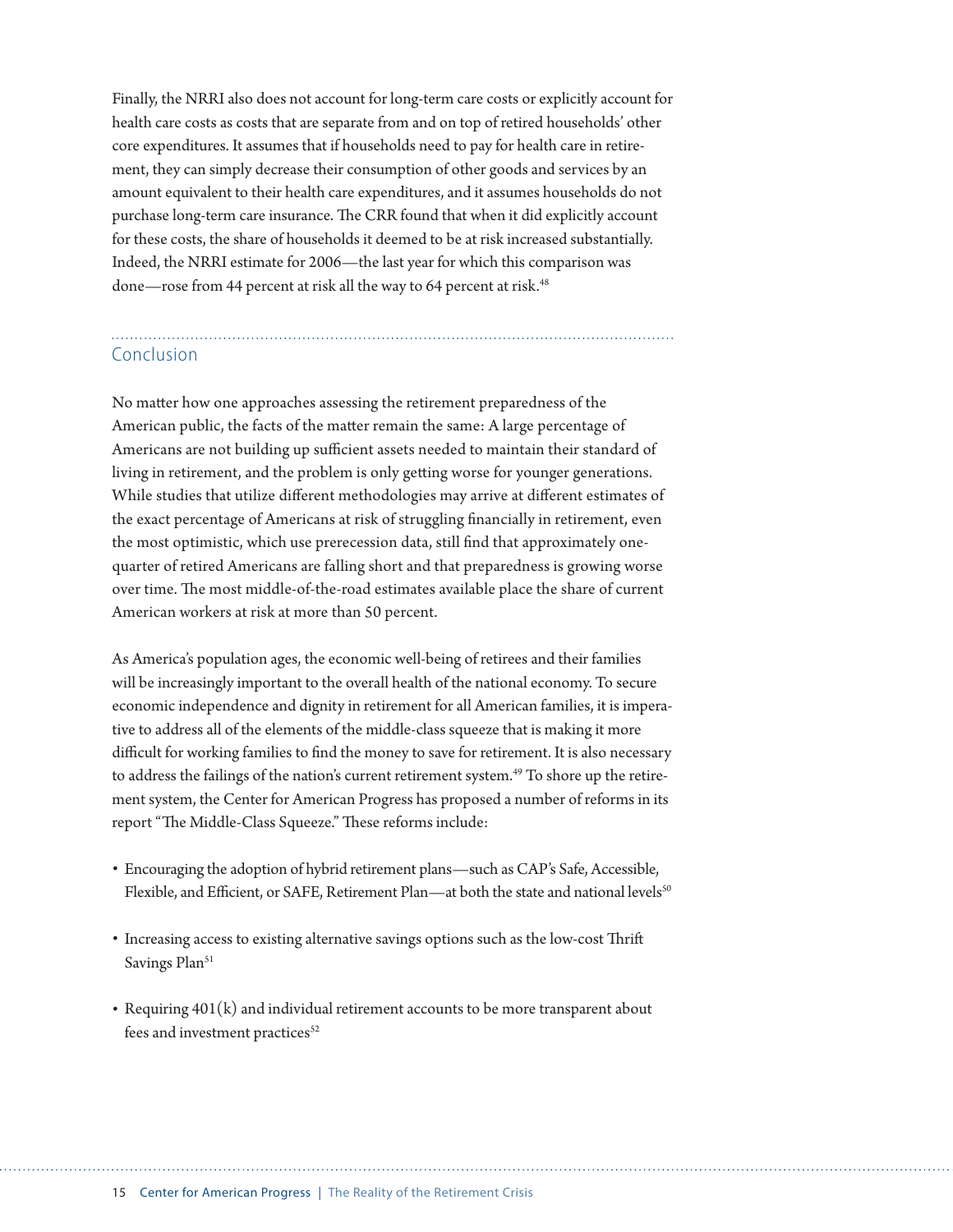Finally, the NRRI also does not account for long-term care costs or explicitly account for health care costs as costs that are separate from and on top of retired households' other core expenditures. It assumes that if households need to pay for health care in retirement, they can simply decrease their consumption of other goods and services by an amount equivalent to their health care expenditures, and it assumes households do not purchase long-term care insurance. The CRR found that when it did explicitly account for these costs, the share of households it deemed to be at risk increased substantially. Indeed, the NRRI estimate for 2006—the last year for which this comparison was done—rose from 44 percent at risk all the way to 64 percent at risk.[48]

## Conclusion

No matter how one approaches assessing the retirement preparedness of the American public, the facts of the matter remain the same: A large percentage of Americans are not building up sufficient assets needed to maintain their standard of living in retirement, and the problem is only getting worse for younger generations. While studies that utilize different methodologies may arrive at different estimates of the exact percentage of Americans at risk of struggling financially in retirement, even the most optimistic, which use prerecession data, still find that approximately one-quarter of retired Americans are falling short and that preparedness is growing worse over time. The most middle-of-the-road estimates available place the share of current American workers at risk at more than 50 percent.

As America's population ages, the economic well-being of retirees and their families will be increasingly important to the overall health of the national economy. To secure economic independence and dignity in retirement for all American families, it is imperative to address all of the elements of the middle-class squeeze that is making it more difficult for working families to find the money to save for retirement. It is also necessary to address the failings of the nation's current retirement system.[49] To shore up the retirement system, the Center for American Progress has proposed a number of reforms in its report "The Middle-Class Squeeze." These reforms include:

- Encouraging the adoption of hybrid retirement plans—such as CAP's Safe, Accessible, Flexible, and Efficient, or SAFE, Retirement Plan—at both the state and national levels[50]
- Increasing access to existing alternative savings options such as the low-cost Thrift Savings Plan[51]
- Requiring 401(k) and individual retirement accounts to be more transparent about fees and investment practices[52]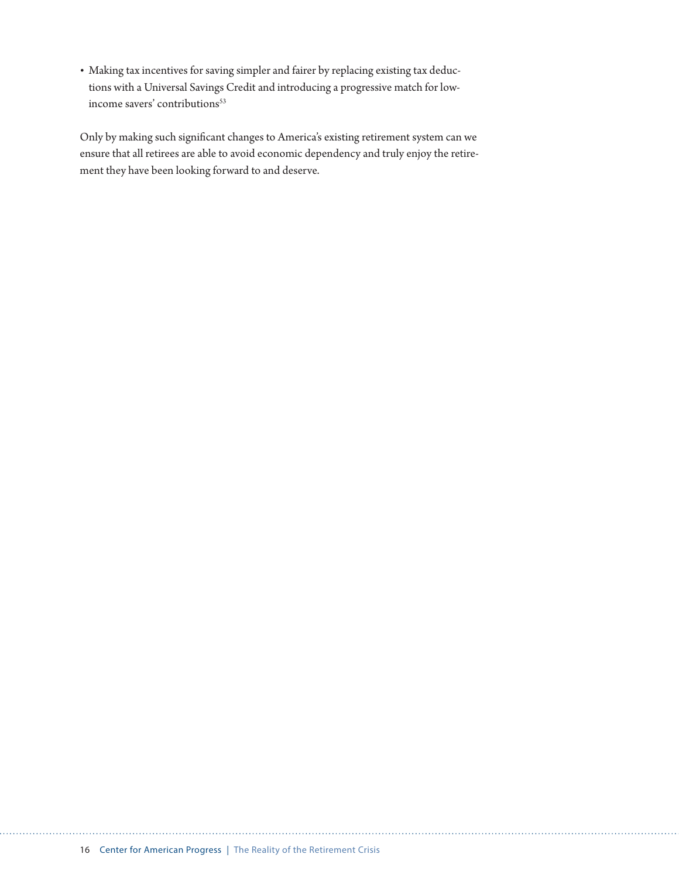- Making tax incentives for saving simpler and fairer by replacing existing tax deductions with a Universal Savings Credit and introducing a progressive match for low-income savers' contributions[53]

Only by making such significant changes to America's existing retirement system can we ensure that all retirees are able to avoid economic dependency and truly enjoy the retirement they have been looking forward to and deserve.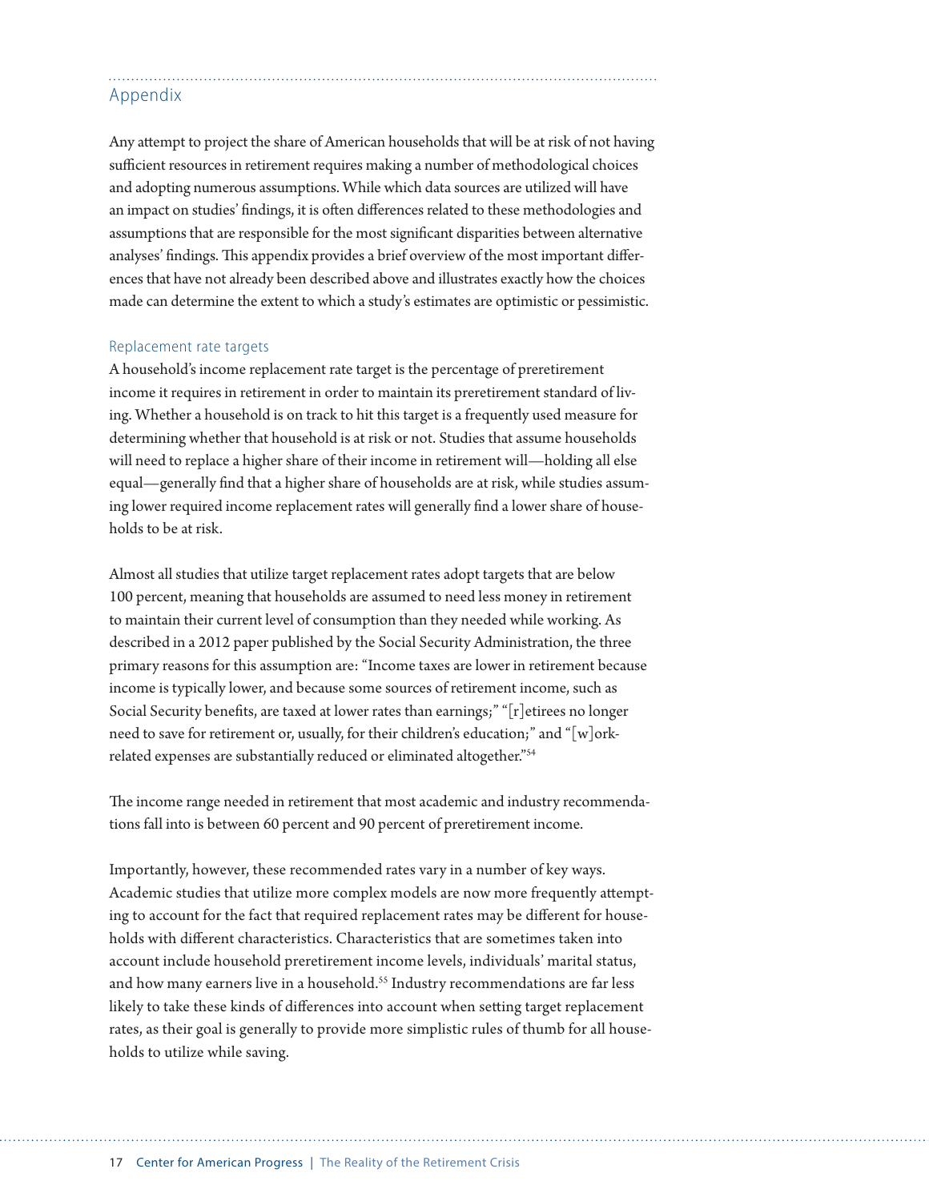## Appendix

Any attempt to project the share of American households that will be at risk of not having sufficient resources in retirement requires making a number of methodological choices and adopting numerous assumptions. While which data sources are utilized will have an impact on studies' findings, it is often differences related to these methodologies and assumptions that are responsible for the most significant disparities between alternative analyses' findings. This appendix provides a brief overview of the most important differences that have not already been described above and illustrates exactly how the choices made can determine the extent to which a study's estimates are optimistic or pessimistic.

### Replacement rate targets

A household's income replacement rate target is the percentage of preretirement income it requires in retirement in order to maintain its preretirement standard of living. Whether a household is on track to hit this target is a frequently used measure for determining whether that household is at risk or not. Studies that assume households will need to replace a higher share of their income in retirement will—holding all else equal—generally find that a higher share of households are at risk, while studies assuming lower required income replacement rates will generally find a lower share of households to be at risk.

Almost all studies that utilize target replacement rates adopt targets that are below 100 percent, meaning that households are assumed to need less money in retirement to maintain their current level of consumption than they needed while working. As described in a 2012 paper published by the Social Security Administration, the three primary reasons for this assumption are: "Income taxes are lower in retirement because income is typically lower, and because some sources of retirement income, such as Social Security benefits, are taxed at lower rates than earnings;" "[r]etirees no longer need to save for retirement or, usually, for their children's education;" and "[w]ork-related expenses are substantially reduced or eliminated altogether."[54]

The income range needed in retirement that most academic and industry recommendations fall into is between 60 percent and 90 percent of preretirement income.

Importantly, however, these recommended rates vary in a number of key ways. Academic studies that utilize more complex models are now more frequently attempting to account for the fact that required replacement rates may be different for households with different characteristics. Characteristics that are sometimes taken into account include household preretirement income levels, individuals' marital status, and how many earners live in a household.[55] Industry recommendations are far less likely to take these kinds of differences into account when setting target replacement rates, as their goal is generally to provide more simplistic rules of thumb for all households to utilize while saving.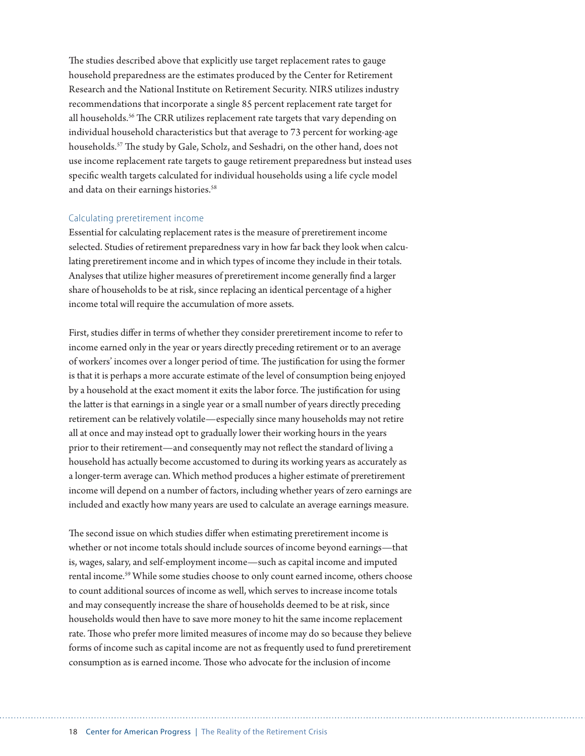The studies described above that explicitly use target replacement rates to gauge household preparedness are the estimates produced by the Center for Retirement Research and the National Institute on Retirement Security. NIRS utilizes industry recommendations that incorporate a single 85 percent replacement rate target for all households.[56] The CRR utilizes replacement rate targets that vary depending on individual household characteristics but that average to 73 percent for working-age households.[57] The study by Gale, Scholz, and Seshadri, on the other hand, does not use income replacement rate targets to gauge retirement preparedness but instead uses specific wealth targets calculated for individual households using a life cycle model and data on their earnings histories.[58]

### Calculating preretirement income

Essential for calculating replacement rates is the measure of preretirement income selected. Studies of retirement preparedness vary in how far back they look when calculating preretirement income and in which types of income they include in their totals. Analyses that utilize higher measures of preretirement income generally find a larger share of households to be at risk, since replacing an identical percentage of a higher income total will require the accumulation of more assets.

First, studies differ in terms of whether they consider preretirement income to refer to income earned only in the year or years directly preceding retirement or to an average of workers' incomes over a longer period of time. The justification for using the former is that it is perhaps a more accurate estimate of the level of consumption being enjoyed by a household at the exact moment it exits the labor force. The justification for using the latter is that earnings in a single year or a small number of years directly preceding retirement can be relatively volatile—especially since many households may not retire all at once and may instead opt to gradually lower their working hours in the years prior to their retirement—and consequently may not reflect the standard of living a household has actually become accustomed to during its working years as accurately as a longer-term average can. Which method produces a higher estimate of preretirement income will depend on a number of factors, including whether years of zero earnings are included and exactly how many years are used to calculate an average earnings measure.

The second issue on which studies differ when estimating preretirement income is whether or not income totals should include sources of income beyond earnings—that is, wages, salary, and self-employment income—such as capital income and imputed rental income.[59] While some studies choose to only count earned income, others choose to count additional sources of income as well, which serves to increase income totals and may consequently increase the share of households deemed to be at risk, since households would then have to save more money to hit the same income replacement rate. Those who prefer more limited measures of income may do so because they believe forms of income such as capital income are not as frequently used to fund preretirement consumption as is earned income. Those who advocate for the inclusion of income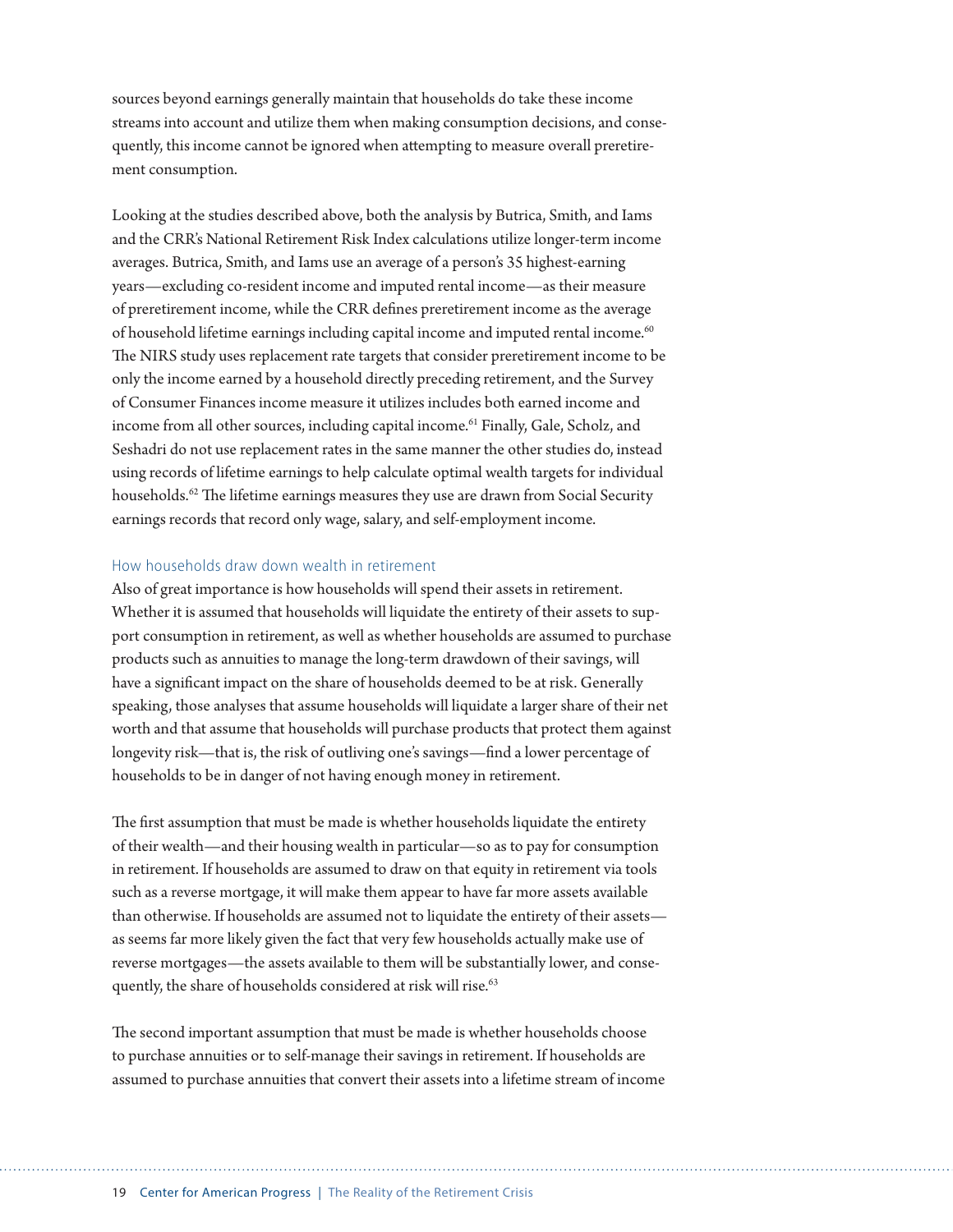sources beyond earnings generally maintain that households do take these income streams into account and utilize them when making consumption decisions, and consequently, this income cannot be ignored when attempting to measure overall preretirement consumption.

Looking at the studies described above, both the analysis by Butrica, Smith, and Iams and the CRR's National Retirement Risk Index calculations utilize longer-term income averages. Butrica, Smith, and Iams use an average of a person's 35 highest-earning years—excluding co-resident income and imputed rental income—as their measure of preretirement income, while the CRR defines preretirement income as the average of household lifetime earnings including capital income and imputed rental income.[60] The NIRS study uses replacement rate targets that consider preretirement income to be only the income earned by a household directly preceding retirement, and the Survey of Consumer Finances income measure it utilizes includes both earned income and income from all other sources, including capital income.[61] Finally, Gale, Scholz, and Seshadri do not use replacement rates in the same manner the other studies do, instead using records of lifetime earnings to help calculate optimal wealth targets for individual households.[62] The lifetime earnings measures they use are drawn from Social Security earnings records that record only wage, salary, and self-employment income.

### How households draw down wealth in retirement

Also of great importance is how households will spend their assets in retirement. Whether it is assumed that households will liquidate the entirety of their assets to support consumption in retirement, as well as whether households are assumed to purchase products such as annuities to manage the long-term drawdown of their savings, will have a significant impact on the share of households deemed to be at risk. Generally speaking, those analyses that assume households will liquidate a larger share of their net worth and that assume that households will purchase products that protect them against longevity risk—that is, the risk of outliving one's savings—find a lower percentage of households to be in danger of not having enough money in retirement.

The first assumption that must be made is whether households liquidate the entirety of their wealth—and their housing wealth in particular—so as to pay for consumption in retirement. If households are assumed to draw on that equity in retirement via tools such as a reverse mortgage, it will make them appear to have far more assets available than otherwise. If households are assumed not to liquidate the entirety of their assets—as seems far more likely given the fact that very few households actually make use of reverse mortgages—the assets available to them will be substantially lower, and consequently, the share of households considered at risk will rise.[63]

The second important assumption that must be made is whether households choose to purchase annuities or to self-manage their savings in retirement. If households are assumed to purchase annuities that convert their assets into a lifetime stream of income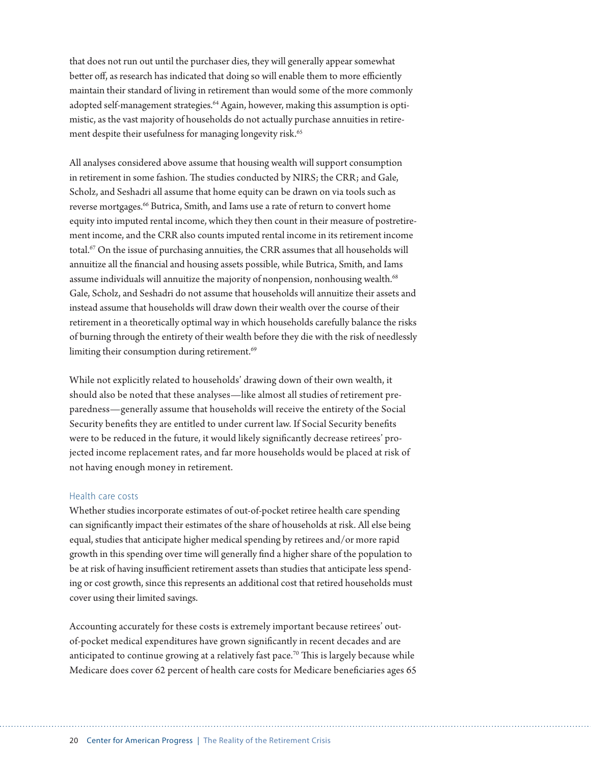that does not run out until the purchaser dies, they will generally appear somewhat better off, as research has indicated that doing so will enable them to more efficiently maintain their standard of living in retirement than would some of the more commonly adopted self-management strategies.[64] Again, however, making this assumption is optimistic, as the vast majority of households do not actually purchase annuities in retirement despite their usefulness for managing longevity risk.[65]

All analyses considered above assume that housing wealth will support consumption in retirement in some fashion. The studies conducted by NIRS; the CRR; and Gale, Scholz, and Seshadri all assume that home equity can be drawn on via tools such as reverse mortgages.[66] Butrica, Smith, and Iams use a rate of return to convert home equity into imputed rental income, which they then count in their measure of postretirement income, and the CRR also counts imputed rental income in its retirement income total.[67] On the issue of purchasing annuities, the CRR assumes that all households will annuitize all the financial and housing assets possible, while Butrica, Smith, and Iams assume individuals will annuitize the majority of nonpension, nonhousing wealth.[68] Gale, Scholz, and Seshadri do not assume that households will annuitize their assets and instead assume that households will draw down their wealth over the course of their retirement in a theoretically optimal way in which households carefully balance the risks of burning through the entirety of their wealth before they die with the risk of needlessly limiting their consumption during retirement.[69]

While not explicitly related to households' drawing down of their own wealth, it should also be noted that these analyses—like almost all studies of retirement preparedness—generally assume that households will receive the entirety of the Social Security benefits they are entitled to under current law. If Social Security benefits were to be reduced in the future, it would likely significantly decrease retirees' projected income replacement rates, and far more households would be placed at risk of not having enough money in retirement.

### Health care costs

Whether studies incorporate estimates of out-of-pocket retiree health care spending can significantly impact their estimates of the share of households at risk. All else being equal, studies that anticipate higher medical spending by retirees and/or more rapid growth in this spending over time will generally find a higher share of the population to be at risk of having insufficient retirement assets than studies that anticipate less spending or cost growth, since this represents an additional cost that retired households must cover using their limited savings.

Accounting accurately for these costs is extremely important because retirees' out-of-pocket medical expenditures have grown significantly in recent decades and are anticipated to continue growing at a relatively fast pace.[70] This is largely because while Medicare does cover 62 percent of health care costs for Medicare beneficiaries ages 65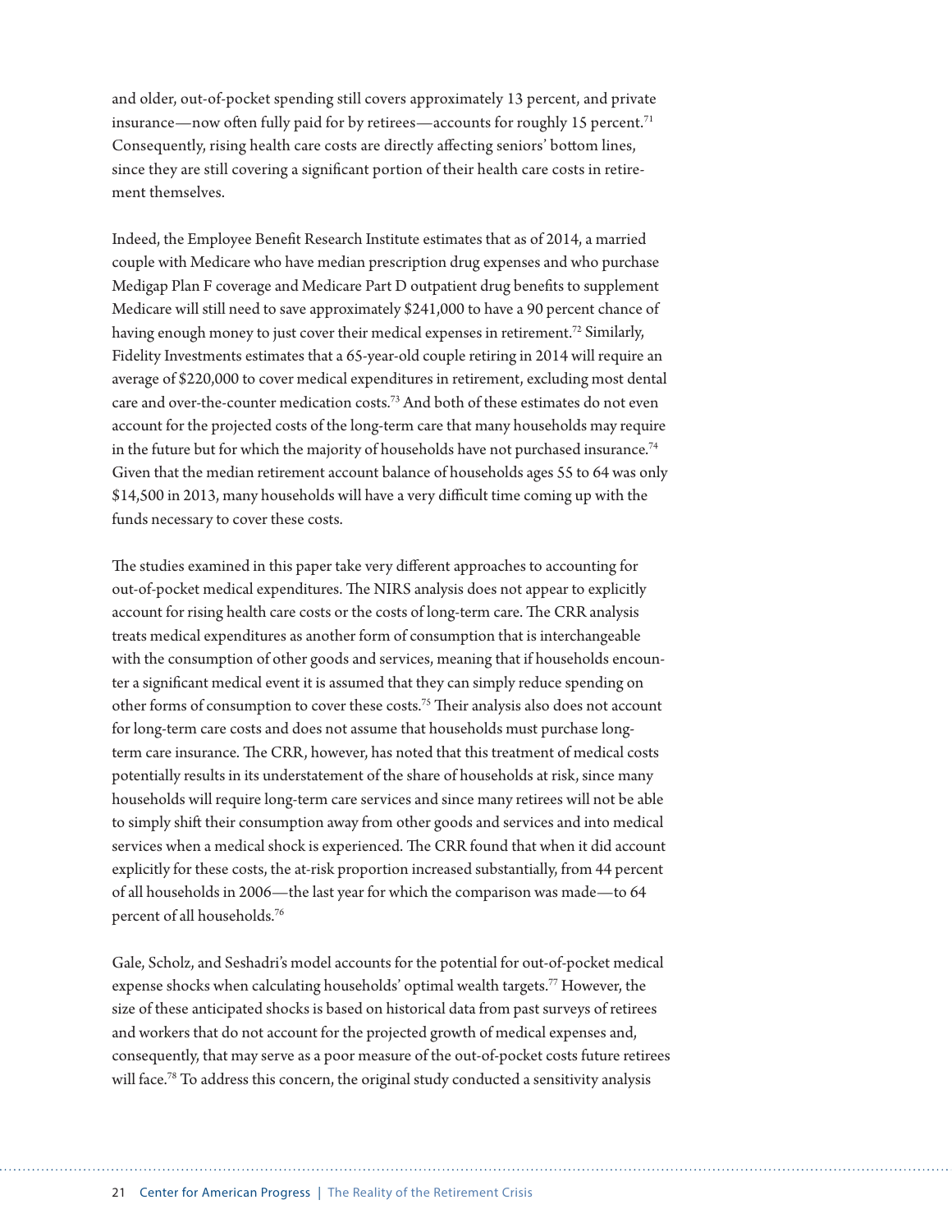and older, out-of-pocket spending still covers approximately 13 percent, and private insurance—now often fully paid for by retirees—accounts for roughly 15 percent.[71] Consequently, rising health care costs are directly affecting seniors' bottom lines, since they are still covering a significant portion of their health care costs in retirement themselves.

Indeed, the Employee Benefit Research Institute estimates that as of 2014, a married couple with Medicare who have median prescription drug expenses and who purchase Medigap Plan F coverage and Medicare Part D outpatient drug benefits to supplement Medicare will still need to save approximately $241,000 to have a 90 percent chance of having enough money to just cover their medical expenses in retirement.[72] Similarly, Fidelity Investments estimates that a 65-year-old couple retiring in 2014 will require an average of $220,000 to cover medical expenditures in retirement, excluding most dental care and over-the-counter medication costs.[73] And both of these estimates do not even account for the projected costs of the long-term care that many households may require in the future but for which the majority of households have not purchased insurance.[74] Given that the median retirement account balance of households ages 55 to 64 was only $14,500 in 2013, many households will have a very difficult time coming up with the funds necessary to cover these costs.

The studies examined in this paper take very different approaches to accounting for out-of-pocket medical expenditures. The NIRS analysis does not appear to explicitly account for rising health care costs or the costs of long-term care. The CRR analysis treats medical expenditures as another form of consumption that is interchangeable with the consumption of other goods and services, meaning that if households encounter a significant medical event it is assumed that they can simply reduce spending on other forms of consumption to cover these costs.[75] Their analysis also does not account for long-term care costs and does not assume that households must purchase long-term care insurance. The CRR, however, has noted that this treatment of medical costs potentially results in its understatement of the share of households at risk, since many households will require long-term care services and since many retirees will not be able to simply shift their consumption away from other goods and services and into medical services when a medical shock is experienced. The CRR found that when it did account explicitly for these costs, the at-risk proportion increased substantially, from 44 percent of all households in 2006—the last year for which the comparison was made—to 64 percent of all households.[76]

Gale, Scholz, and Seshadri's model accounts for the potential for out-of-pocket medical expense shocks when calculating households' optimal wealth targets.[77] However, the size of these anticipated shocks is based on historical data from past surveys of retirees and workers that do not account for the projected growth of medical expenses and, consequently, that may serve as a poor measure of the out-of-pocket costs future retirees will face.[78] To address this concern, the original study conducted a sensitivity analysis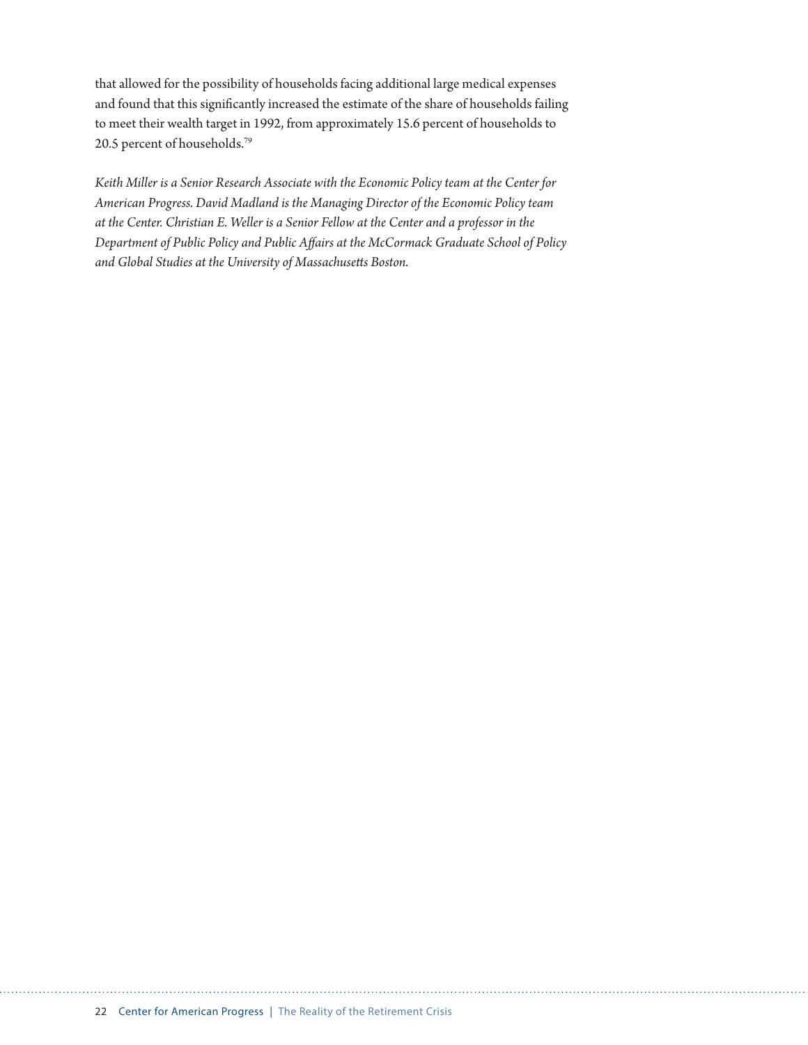that allowed for the possibility of households facing additional large medical expenses and found that this significantly increased the estimate of the share of households failing to meet their wealth target in 1992, from approximately 15.6 percent of households to 20.5 percent of households.[79]

*Keith Miller is a Senior Research Associate with the Economic Policy team at the Center for American Progress. David Madland is the Managing Director of the Economic Policy team at the Center. Christian E. Weller is a Senior Fellow at the Center and a professor in the Department of Public Policy and Public Affairs at the McCormack Graduate School of Policy and Global Studies at the University of Massachusetts Boston.*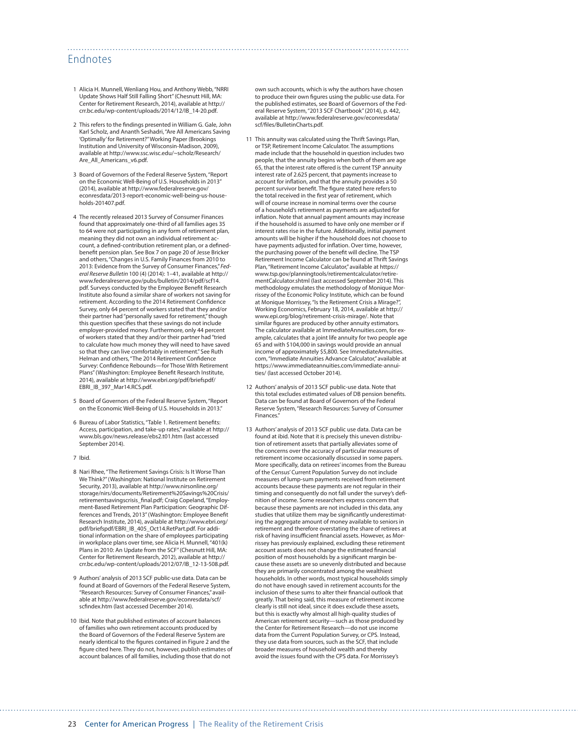## Endnotes

1 Alicia H. Munnell, Wenliang Hou, and Anthony Webb, "NRRI Update Shows Half Still Falling Short" (Chesnutt Hill, MA: Center for Retirement Research, 2014), available at http://crr.bc.edu/wp-content/uploads/2014/12/IB_14-20.pdf.

2 This refers to the findings presented in William G. Gale, John Karl Scholz, and Ananth Seshadri, "Are All Americans Saving 'Optimally' for Retirement?" Working Paper (Brookings Institution and University of Wisconsin-Madison, 2009), available at http://www.ssc.wisc.edu/~scholz/Research/Are_All_Americans_v6.pdf.

3 Board of Governors of the Federal Reserve System, "Report on the Economic Well-Being of U.S. Households in 2013" (2014), available at http://www.federalreserve.gov/econresdata/2013-report-economic-well-being-us-households-201407.pdf.

4 The recently released 2013 Survey of Consumer Finances found that approximately one-third of all families ages 35 to 64 were not participating in any form of retirement plan, meaning they did not own an individual retirement account, a defined-contribution retirement plan, or a defined-benefit pension plan. See Box 7 on page 20 of Jesse Bricker and others, "Changes in U.S. Family Finances from 2010 to 2013: Evidence from the Survey of Consumer Finances," *Federal Reserve Bulletin* 100 (4) (2014): 1–41, available at http://www.federalreserve.gov/pubs/bulletin/2014/pdf/scf14.pdf. Surveys conducted by the Employee Benefit Research Institute also found a similar share of workers not saving for retirement. According to the 2014 Retirement Confidence Survey, only 64 percent of workers stated that they and/or their partner had "personally saved for retirement," though this question specifies that these savings do not include employer-provided money. Furthermore, only 44 percent of workers stated that they and/or their partner had "tried to calculate how much money they will need to have saved so that they can live comfortably in retirement." See Ruth Helman and others, "The 2014 Retirement Confidence Survey: Confidence Rebounds—for Those With Retirement Plans" (Washington: Employee Benefit Research Institute, 2014), available at http://www.ebri.org/pdf/briefspdf/EBRI_IB_397_Mar14.RCS.pdf.

5 Board of Governors of the Federal Reserve System, "Report on the Economic Well-Being of U.S. Households in 2013."

6 Bureau of Labor Statistics, "Table 1. Retirement benefits: Access, participation, and take-up rates," available at http://www.bls.gov/news.release/ebs2.t01.htm (last accessed September 2014).

7 Ibid.

8 Nari Rhee, "The Retirement Savings Crisis: Is It Worse Than We Think?" (Washington: National Institute on Retirement Security, 2013), available at http://www.nirsonline.org/storage/nirs/documents/Retirement%20Savings%20Crisis/retirementsavingscrisis_final.pdf; Craig Copeland, "Employment-Based Retirement Plan Participation: Geographic Differences and Trends, 2013" (Washington: Employee Benefit Research Institute, 2014), available at http://www.ebri.org/pdf/briefspdf/EBRI_IB_405_Oct14.RetPart.pdf. For additional information on the share of employees participating in workplace plans over time, see Alicia H. Munnell, "401(k) Plans in 2010: An Update from the SCF" (Chesnutt Hill, MA: Center for Retirement Research, 2012), available at http://crr.bc.edu/wp-content/uploads/2012/07/IB_12-13-508.pdf.

9 Authors' analysis of 2013 SCF public-use data. Data can be found at Board of Governors of the Federal Reserve System, "Research Resources: Survey of Consumer Finances," available at http://www.federalreserve.gov/econresdata/scf/scfindex.htm (last accessed December 2014).

10 Ibid. Note that published estimates of account balances of families who own retirement accounts produced by the Board of Governors of the Federal Reserve System are nearly identical to the figures contained in Figure 2 and the figure cited here. They do not, however, publish estimates of account balances of all families, including those that do not own such accounts, which is why the authors have chosen to produce their own figures using the public-use data. For the published estimates, see Board of Governors of the Federal Reserve System, "2013 SCF Chartbook" (2014), p. 442, available at http://www.federalreserve.gov/econresdata/scf/files/BulletinCharts.pdf.

11 This annuity was calculated using the Thrift Savings Plan, or TSP, Retirement Income Calculator. The assumptions made include that the household in question includes two people, that the annuity begins when both of them are age 65, that the interest rate offered is the current TSP annuity interest rate of 2.625 percent, that payments increase to account for inflation, and that the annuity provides a 50 percent survivor benefit. The figure stated here refers to the total received in the first year of retirement, which will of course increase in nominal terms over the course of a household's retirement as payments are adjusted for inflation. Note that annual payment amounts may increase if the household is assumed to have only one member or if interest rates rise in the future. Additionally, initial payment amounts will be higher if the household does not choose to have payments adjusted for inflation. Over time, however, the purchasing power of the benefit will decline. The TSP Retirement Income Calculator can be found at Thrift Savings Plan, "Retirement Income Calculator," available at https://www.tsp.gov/planningtools/retirementcalculator/retirementCalculator.shtml (last accessed September 2014). This methodology emulates the methodology of Monique Morrissey of the Economic Policy Institute, which can be found at Monique Morrissey, "Is the Retirement Crisis a Mirage?", Working Economics, February 18, 2014, available at http://www.epi.org/blog/retirement-crisis-mirage/. Note that similar figures are produced by other annuity estimators. The calculator available at ImmediateAnnuities.com, for example, calculates that a joint life annuity for two people age 65 and with $104,000 in savings would provide an annual income of approximately $5,800. See ImmediateAnnuities.com, "Immediate Annuities Advance Calculator," available at https://www.immediateannuities.com/immediate-annuities/ (last accessed October 2014).

12 Authors' analysis of 2013 SCF public-use data. Note that this total excludes estimated values of DB pension benefits. Data can be found at Board of Governors of the Federal Reserve System, "Research Resources: Survey of Consumer Finances."

13 Authors' analysis of 2013 SCF public use data. Data can be found at ibid. Note that it is precisely this uneven distribution of retirement assets that partially alleviates some of the concerns over the accuracy of particular measures of retirement income occasionally discussed in some papers. More specifically, data on retirees' incomes from the Bureau of the Census' Current Population Survey do not include measures of lump-sum payments received from retirement accounts because these payments are not regular in their timing and consequently do not fall under the survey's definition of income. Some researchers express concern that because these payments are not included in this data, any studies that utilize them may be significantly underestimating the aggregate amount of money available to seniors in retirement and therefore overstating the share of retirees at risk of having insufficient financial assets. However, as Morrissey has previously explained, excluding these retirement account assets does not change the estimated financial position of most households by a significant margin because these assets are so unevenly distributed and because they are primarily concentrated among the wealthiest households. In other words, most typical households simply do not have enough saved in retirement accounts for the inclusion of these sums to alter their financial outlook that greatly. That being said, this measure of retirement income clearly is still not ideal, since it does exclude these assets, but this is exactly why almost all high-quality studies of American retirement security—such as those produced by the Center for Retirement Research—do not use income data from the Current Population Survey, or CPS. Instead, they use data from sources, such as the SCF, that include broader measures of household wealth and thereby avoid the issues found with the CPS data. For Morrissey's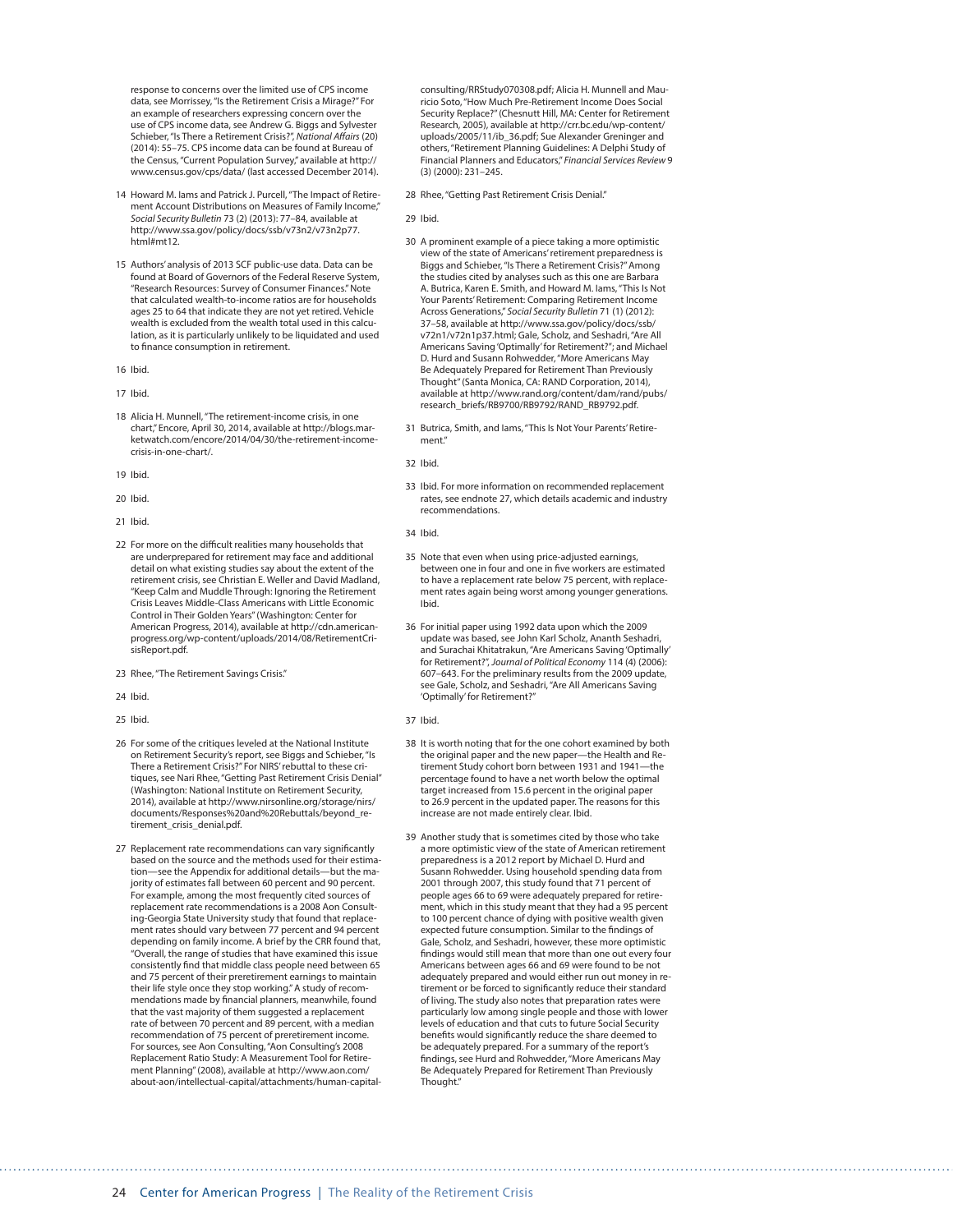response to concerns over the limited use of CPS income data, see Morrissey, "Is the Retirement Crisis a Mirage?" For an example of researchers expressing concern over the use of CPS income data, see Andrew G. Biggs and Sylvester Schieber, "Is There a Retirement Crisis?", *National Affairs* (20) (2014): 55–75. CPS income data can be found at Bureau of the Census, "Current Population Survey," available at http://www.census.gov/cps/data/ (last accessed December 2014).

14 Howard M. Iams and Patrick J. Purcell, "The Impact of Retirement Account Distributions on Measures of Family Income," *Social Security Bulletin* 73 (2) (2013): 77–84, available at http://www.ssa.gov/policy/docs/ssb/v73n2/v73n2p77.html#mt12.

15 Authors' analysis of 2013 SCF public-use data. Data can be found at Board of Governors of the Federal Reserve System, "Research Resources: Survey of Consumer Finances." Note that calculated wealth-to-income ratios are for households ages 25 to 64 that indicate they are not yet retired. Vehicle wealth is excluded from the wealth total used in this calculation, as it is particularly unlikely to be liquidated and used to finance consumption in retirement.

16 Ibid.

17 Ibid.

18 Alicia H. Munnell, "The retirement-income crisis, in one chart," Encore, April 30, 2014, available at http://blogs.marketwatch.com/encore/2014/04/30/the-retirement-income-crisis-in-one-chart/.

19 Ibid.

20 Ibid.

21 Ibid.

22 For more on the difficult realities many households that are underprepared for retirement may face and additional detail on what existing studies say about the extent of the retirement crisis, see Christian E. Weller and David Madland, "Keep Calm and Muddle Through: Ignoring the Retirement Crisis Leaves Middle-Class Americans with Little Economic Control in Their Golden Years" (Washington: Center for American Progress, 2014), available at http://cdn.americanprogress.org/wp-content/uploads/2014/08/RetirementCrisisReport.pdf.

23 Rhee, "The Retirement Savings Crisis."

24 Ibid.

25 Ibid.

26 For some of the critiques leveled at the National Institute on Retirement Security's report, see Biggs and Schieber, "Is There a Retirement Crisis?" For NIRS' rebuttal to these critiques, see Nari Rhee, "Getting Past Retirement Crisis Denial" (Washington: National Institute on Retirement Security, 2014), available at http://www.nirsonline.org/storage/nirs/documents/Responses%20and%20Rebuttals/beyond_retirement_crisis_denial.pdf.

27 Replacement rate recommendations can vary significantly based on the source and the methods used for their estimation—see the Appendix for additional details—but the majority of estimates fall between 60 percent and 90 percent. For example, among the most frequently cited sources of replacement rate recommendations is a 2008 Aon Consulting-Georgia State University study that found that replacement rates should vary between 77 percent and 94 percent depending on family income. A brief by the CRR found that, "Overall, the range of studies that have examined this issue consistently find that middle class people need between 65 and 75 percent of their preretirement earnings to maintain their life style once they stop working." A study of recommendations made by financial planners, meanwhile, found that the vast majority of them suggested a replacement rate of between 70 percent and 89 percent, with a median recommendation of 75 percent of preretirement income. For sources, see Aon Consulting, "Aon Consulting's 2008 Replacement Ratio Study: A Measurement Tool for Retirement Planning" (2008), available at http://www.aon.com/about-aon/intellectual-capital/attachments/human-capital-consulting/RRStudy070308.pdf; Alicia H. Munnell and Mauricio Soto, "How Much Pre-Retirement Income Does Social Security Replace?" (Chesnutt Hill, MA: Center for Retirement Research, 2005), available at http://crr.bc.edu/wp-content/uploads/2005/11/ib_36.pdf; Sue Alexander Greninger and others, "Retirement Planning Guidelines: A Delphi Study of Financial Planners and Educators," *Financial Services Review* 9 (3) (2000): 231–245.

28 Rhee, "Getting Past Retirement Crisis Denial."

29 Ibid.

30 A prominent example of a piece taking a more optimistic view of the state of Americans' retirement preparedness is Biggs and Schieber, "Is There a Retirement Crisis?" Among the studies cited by analyses such as this one are Barbara A. Butrica, Karen E. Smith, and Howard M. Iams, "This Is Not Your Parents' Retirement: Comparing Retirement Income Across Generations," *Social Security Bulletin* 71 (1) (2012): 37–58, available at http://www.ssa.gov/policy/docs/ssb/v72n1/v72n1p37.html; Gale, Scholz, and Seshadri, "Are All Americans Saving 'Optimally' for Retirement?"; and Michael D. Hurd and Susann Rohwedder, "More Americans May Be Adequately Prepared for Retirement Than Previously Thought" (Santa Monica, CA: RAND Corporation, 2014), available at http://www.rand.org/content/dam/rand/pubs/research_briefs/RB9700/RB9792/RAND_RB9792.pdf.

31 Butrica, Smith, and Iams, "This Is Not Your Parents' Retirement."

32 Ibid.

33 Ibid. For more information on recommended replacement rates, see endnote 27, which details academic and industry recommendations.

34 Ibid.

35 Note that even when using price-adjusted earnings, between one in four and one in five workers are estimated to have a replacement rate below 75 percent, with replacement rates again being worst among younger generations. Ibid.

36 For initial paper using 1992 data upon which the 2009 update was based, see John Karl Scholz, Ananth Seshadri, and Surachai Khitatrakun, "Are Americans Saving 'Optimally' for Retirement?", *Journal of Political Economy* 114 (4) (2006): 607–643. For the preliminary results from the 2009 update, see Gale, Scholz, and Seshadri, "Are All Americans Saving 'Optimally' for Retirement?"

37 Ibid.

38 It is worth noting that for the one cohort examined by both the original paper and the new paper—the Health and Retirement Study cohort born between 1931 and 1941—the percentage found to have a net worth below the optimal target increased from 15.6 percent in the original paper to 26.9 percent in the updated paper. The reasons for this increase are not made entirely clear. Ibid.

39 Another study that is sometimes cited by those who take a more optimistic view of the state of American retirement preparedness is a 2012 report by Michael D. Hurd and Susann Rohwedder. Using household spending data from 2001 through 2007, this study found that 71 percent of people ages 66 to 69 were adequately prepared for retirement, which in this study meant that they had a 95 percent to 100 percent chance of dying with positive wealth given expected future consumption. Similar to the findings of Gale, Scholz, and Seshadri, however, these more optimistic findings would still mean that more than one out every four Americans between ages 66 and 69 were found to be not adequately prepared and would either run out money in retirement or be forced to significantly reduce their standard of living. The study also notes that preparation rates were particularly low among single people and those with lower levels of education and that cuts to future Social Security benefits would significantly reduce the share deemed to be adequately prepared. For a summary of the report's findings, see Hurd and Rohwedder, "More Americans May Be Adequately Prepared for Retirement Than Previously Thought."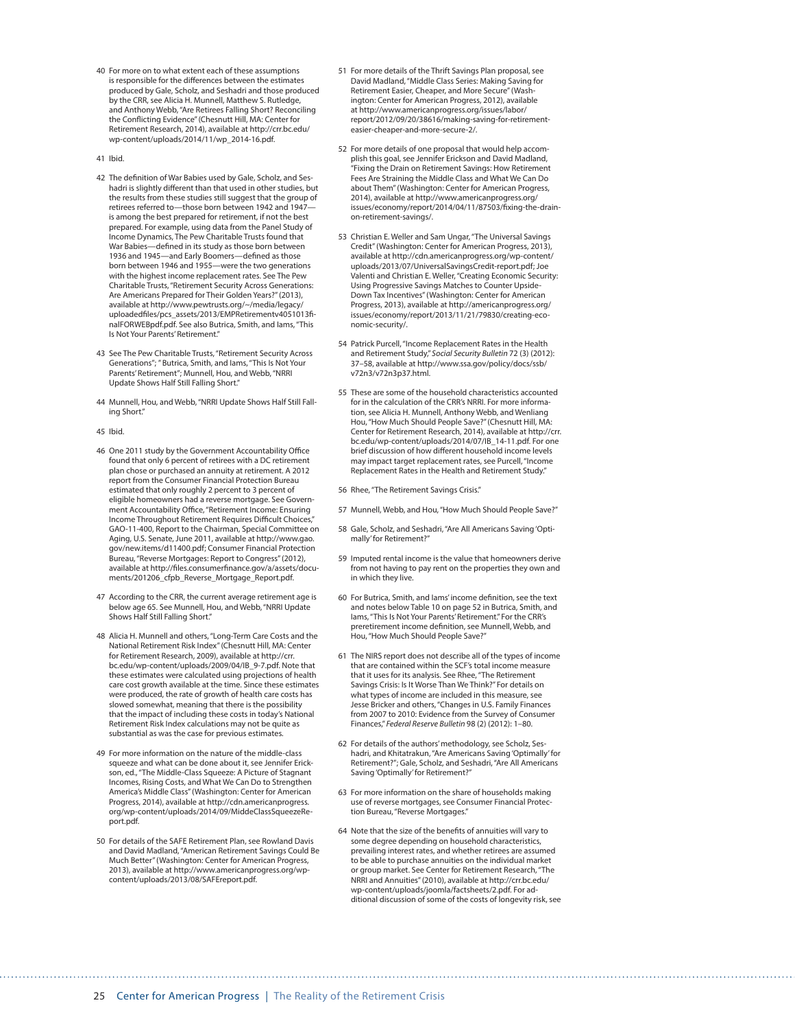40 For more on to what extent each of these assumptions is responsible for the differences between the estimates produced by Gale, Scholz, and Seshadri and those produced by the CRR, see Alicia H. Munnell, Matthew S. Rutledge, and Anthony Webb, "Are Retirees Falling Short? Reconciling the Conflicting Evidence" (Chesnutt Hill, MA: Center for Retirement Research, 2014), available at http://crr.bc.edu/wp-content/uploads/2014/11/wp_2014-16.pdf.

41 Ibid.

42 The definition of War Babies used by Gale, Scholz, and Seshadri is slightly different than that used in other studies, but the results from these studies still suggest that the group of retirees referred to—those born between 1942 and 1947—is among the best prepared for retirement, if not the best prepared. For example, using data from the Panel Study of Income Dynamics, The Pew Charitable Trusts found that War Babies—defined in its study as those born between 1936 and 1945—and Early Boomers—defined as those born between 1946 and 1955—were the two generations with the highest income replacement rates. See The Pew Charitable Trusts, "Retirement Security Across Generations: Are Americans Prepared for Their Golden Years?" (2013), available at http://www.pewtrusts.org/~/media/legacy/uploadedfiles/pcs_assets/2013/EMPRetirementv4051013finalFORWEBpdf.pdf. See also Butrica, Smith, and Iams, "This Is Not Your Parents' Retirement."

43 See The Pew Charitable Trusts, "Retirement Security Across Generations"; " Butrica, Smith, and Iams, "This Is Not Your Parents' Retirement"; Munnell, Hou, and Webb, "NRRI Update Shows Half Still Falling Short."

44 Munnell, Hou, and Webb, "NRRI Update Shows Half Still Falling Short."

45 Ibid.

46 One 2011 study by the Government Accountability Office found that only 6 percent of retirees with a DC retirement plan chose or purchased an annuity at retirement. A 2012 report from the Consumer Financial Protection Bureau estimated that only roughly 2 percent to 3 percent of eligible homeowners had a reverse mortgage. See Government Accountability Office, "Retirement Income: Ensuring Income Throughout Retirement Requires Difficult Choices," GAO-11-400, Report to the Chairman, Special Committee on Aging, U.S. Senate, June 2011, available at http://www.gao.gov/new.items/d11400.pdf; Consumer Financial Protection Bureau, "Reverse Mortgages: Report to Congress" (2012), available at http://files.consumerfinance.gov/a/assets/documents/201206_cfpb_Reverse_Mortgage_Report.pdf.

47 According to the CRR, the current average retirement age is below age 65. See Munnell, Hou, and Webb, "NRRI Update Shows Half Still Falling Short."

48 Alicia H. Munnell and others, "Long-Term Care Costs and the National Retirement Risk Index" (Chesnutt Hill, MA: Center for Retirement Research, 2009), available at http://crr.bc.edu/wp-content/uploads/2009/04/IB_9-7.pdf. Note that these estimates were calculated using projections of health care cost growth available at the time. Since these estimates were produced, the rate of growth of health care costs has slowed somewhat, meaning that there is the possibility that the impact of including these costs in today's National Retirement Risk Index calculations may not be quite as substantial as was the case for previous estimates.

49 For more information on the nature of the middle-class squeeze and what can be done about it, see Jennifer Erickson, ed., "The Middle-Class Squeeze: A Picture of Stagnant Incomes, Rising Costs, and What We Can Do to Strengthen America's Middle Class" (Washington: Center for American Progress, 2014), available at http://cdn.americanprogress.org/wp-content/uploads/2014/09/MiddeClassSqueezeReport.pdf.

50 For details of the SAFE Retirement Plan, see Rowland Davis and David Madland, "American Retirement Savings Could Be Much Better" (Washington: Center for American Progress, 2013), available at http://www.americanprogress.org/wp-content/uploads/2013/08/SAFEreport.pdf.

51 For more details of the Thrift Savings Plan proposal, see David Madland, "Middle Class Series: Making Saving for Retirement Easier, Cheaper, and More Secure" (Washington: Center for American Progress, 2012), available at http://www.americanprogress.org/issues/labor/report/2012/09/20/38616/making-saving-for-retirement-easier-cheaper-and-more-secure-2/.

52 For more details of one proposal that would help accomplish this goal, see Jennifer Erickson and David Madland, "Fixing the Drain on Retirement Savings: How Retirement Fees Are Straining the Middle Class and What We Can Do about Them" (Washington: Center for American Progress, 2014), available at http://www.americanprogress.org/issues/economy/report/2014/04/11/87503/fixing-the-drain-on-retirement-savings/.

53 Christian E. Weller and Sam Ungar, "The Universal Savings Credit" (Washington: Center for American Progress, 2013), available at http://cdn.americanprogress.org/wp-content/uploads/2013/07/UniversalSavingsCredit-report.pdf; Joe Valenti and Christian E. Weller, "Creating Economic Security: Using Progressive Savings Matches to Counter Upside-Down Tax Incentives" (Washington: Center for American Progress, 2013), available at http://americanprogress.org/issues/economy/report/2013/11/21/79830/creating-economic-security/.

54 Patrick Purcell, "Income Replacement Rates in the Health and Retirement Study," *Social Security Bulletin* 72 (3) (2012): 37–58, available at http://www.ssa.gov/policy/docs/ssb/v72n3/v72n3p37.html.

55 These are some of the household characteristics accounted for in the calculation of the CRR's NRRI. For more information, see Alicia H. Munnell, Anthony Webb, and Wenliang Hou, "How Much Should People Save?" (Chesnutt Hill, MA: Center for Retirement Research, 2014), available at http://crr.bc.edu/wp-content/uploads/2014/07/IB_14-11.pdf. For one brief discussion of how different household income levels may impact target replacement rates, see Purcell, "Income Replacement Rates in the Health and Retirement Study."

56 Rhee, "The Retirement Savings Crisis."

57 Munnell, Webb, and Hou, "How Much Should People Save?"

58 Gale, Scholz, and Seshadri, "Are All Americans Saving 'Optimally' for Retirement?"

59 Imputed rental income is the value that homeowners derive from not having to pay rent on the properties they own and in which they live.

60 For Butrica, Smith, and Iams' income definition, see the text and notes below Table 10 on page 52 in Butrica, Smith, and Iams, "This Is Not Your Parents' Retirement." For the CRR's preretirement income definition, see Munnell, Webb, and Hou, "How Much Should People Save?"

61 The NIRS report does not describe all of the types of income that are contained within the SCF's total income measure that it uses for its analysis. See Rhee, "The Retirement Savings Crisis: Is It Worse Than We Think?" For details on what types of income are included in this measure, see Jesse Bricker and others, "Changes in U.S. Family Finances from 2007 to 2010: Evidence from the Survey of Consumer Finances," *Federal Reserve Bulletin* 98 (2) (2012): 1–80.

62 For details of the authors' methodology, see Scholz, Seshadri, and Khitatrakun, "Are Americans Saving 'Optimally' for Retirement?"; Gale, Scholz, and Seshadri, "Are All Americans Saving 'Optimally' for Retirement?"

63 For more information on the share of households making use of reverse mortgages, see Consumer Financial Protection Bureau, "Reverse Mortgages."

64 Note that the size of the benefits of annuities will vary to some degree depending on household characteristics, prevailing interest rates, and whether retirees are assumed to be able to purchase annuities on the individual market or group market. See Center for Retirement Research, "The NRRI and Annuities" (2010), available at http://crr.bc.edu/wp-content/uploads/joomla/factsheets/2.pdf. For additional discussion of some of the costs of longevity risk, see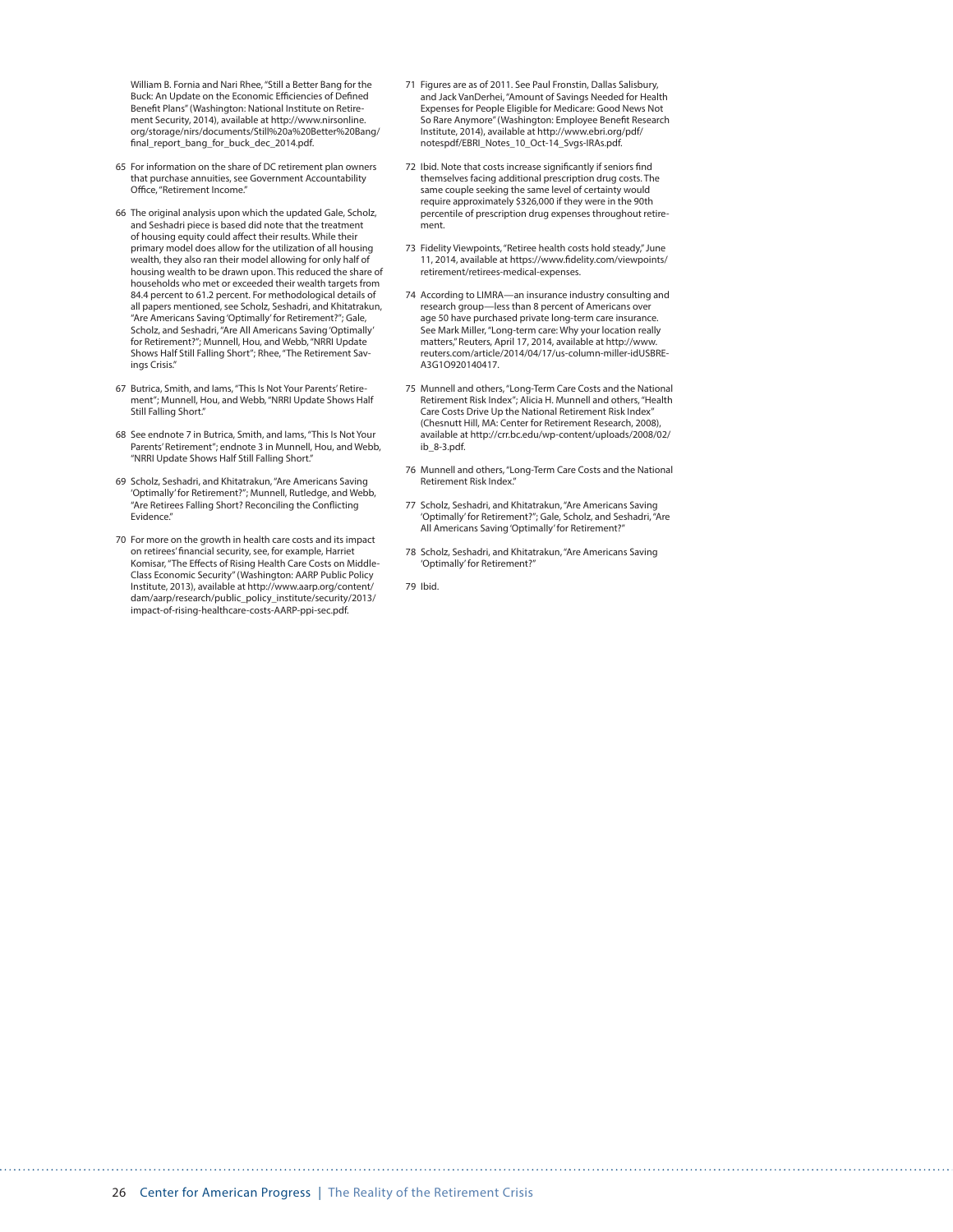William B. Fornia and Nari Rhee, "Still a Better Bang for the Buck: An Update on the Economic Efficiencies of Defined Benefit Plans" (Washington: National Institute on Retirement Security, 2014), available at http://www.nirsonline.org/storage/nirs/documents/Still%20a%20Better%20Bang/final_report_bang_for_buck_dec_2014.pdf.

65 For information on the share of DC retirement plan owners that purchase annuities, see Government Accountability Office, "Retirement Income."

66 The original analysis upon which the updated Gale, Scholz, and Seshadri piece is based did note that the treatment of housing equity could affect their results. While their primary model does allow for the utilization of all housing wealth, they also ran their model allowing for only half of housing wealth to be drawn upon. This reduced the share of households who met or exceeded their wealth targets from 84.4 percent to 61.2 percent. For methodological details of all papers mentioned, see Scholz, Seshadri, and Khitatrakun, "Are Americans Saving 'Optimally' for Retirement?"; Gale, Scholz, and Seshadri, "Are All Americans Saving 'Optimally' for Retirement?"; Munnell, Hou, and Webb, "NRRI Update Shows Half Still Falling Short"; Rhee, "The Retirement Savings Crisis."

67 Butrica, Smith, and Iams, "This Is Not Your Parents' Retirement"; Munnell, Hou, and Webb, "NRRI Update Shows Half Still Falling Short."

68 See endnote 7 in Butrica, Smith, and Iams, "This Is Not Your Parents' Retirement"; endnote 3 in Munnell, Hou, and Webb, "NRRI Update Shows Half Still Falling Short."

69 Scholz, Seshadri, and Khitatrakun, "Are Americans Saving 'Optimally' for Retirement?"; Munnell, Rutledge, and Webb, "Are Retirees Falling Short? Reconciling the Conflicting Evidence."

70 For more on the growth in health care costs and its impact on retirees' financial security, see, for example, Harriet Komisar, "The Effects of Rising Health Care Costs on Middle-Class Economic Security" (Washington: AARP Public Policy Institute, 2013), available at http://www.aarp.org/content/dam/aarp/research/public_policy_institute/security/2013/impact-of-rising-healthcare-costs-AARP-ppi-sec.pdf.

71 Figures are as of 2011. See Paul Fronstin, Dallas Salisbury, and Jack VanDerhei, "Amount of Savings Needed for Health Expenses for People Eligible for Medicare: Good News Not So Rare Anymore" (Washington: Employee Benefit Research Institute, 2014), available at http://www.ebri.org/pdf/notespdf/EBRI_Notes_10_Oct-14_Svgs-IRAs.pdf.

72 Ibid. Note that costs increase significantly if seniors find themselves facing additional prescription drug costs. The same couple seeking the same level of certainty would require approximately $326,000 if they were in the 90th percentile of prescription drug expenses throughout retirement.

73 Fidelity Viewpoints, "Retiree health costs hold steady," June 11, 2014, available at https://www.fidelity.com/viewpoints/retirement/retirees-medical-expenses.

74 According to LIMRA—an insurance industry consulting and research group—less than 8 percent of Americans over age 50 have purchased private long-term care insurance. See Mark Miller, "Long-term care: Why your location really matters," Reuters, April 17, 2014, available at http://www.reuters.com/article/2014/04/17/us-column-miller-idUSBREA3G1O920140417.

75 Munnell and others, "Long-Term Care Costs and the National Retirement Risk Index"; Alicia H. Munnell and others, "Health Care Costs Drive Up the National Retirement Risk Index" (Chesnutt Hill, MA: Center for Retirement Research, 2008), available at http://crr.bc.edu/wp-content/uploads/2008/02/ib_8-3.pdf.

76 Munnell and others, "Long-Term Care Costs and the National Retirement Risk Index."

77 Scholz, Seshadri, and Khitatrakun, "Are Americans Saving 'Optimally' for Retirement?"; Gale, Scholz, and Seshadri, "Are All Americans Saving 'Optimally' for Retirement?"

78 Scholz, Seshadri, and Khitatrakun, "Are Americans Saving 'Optimally' for Retirement?"

79 Ibid.